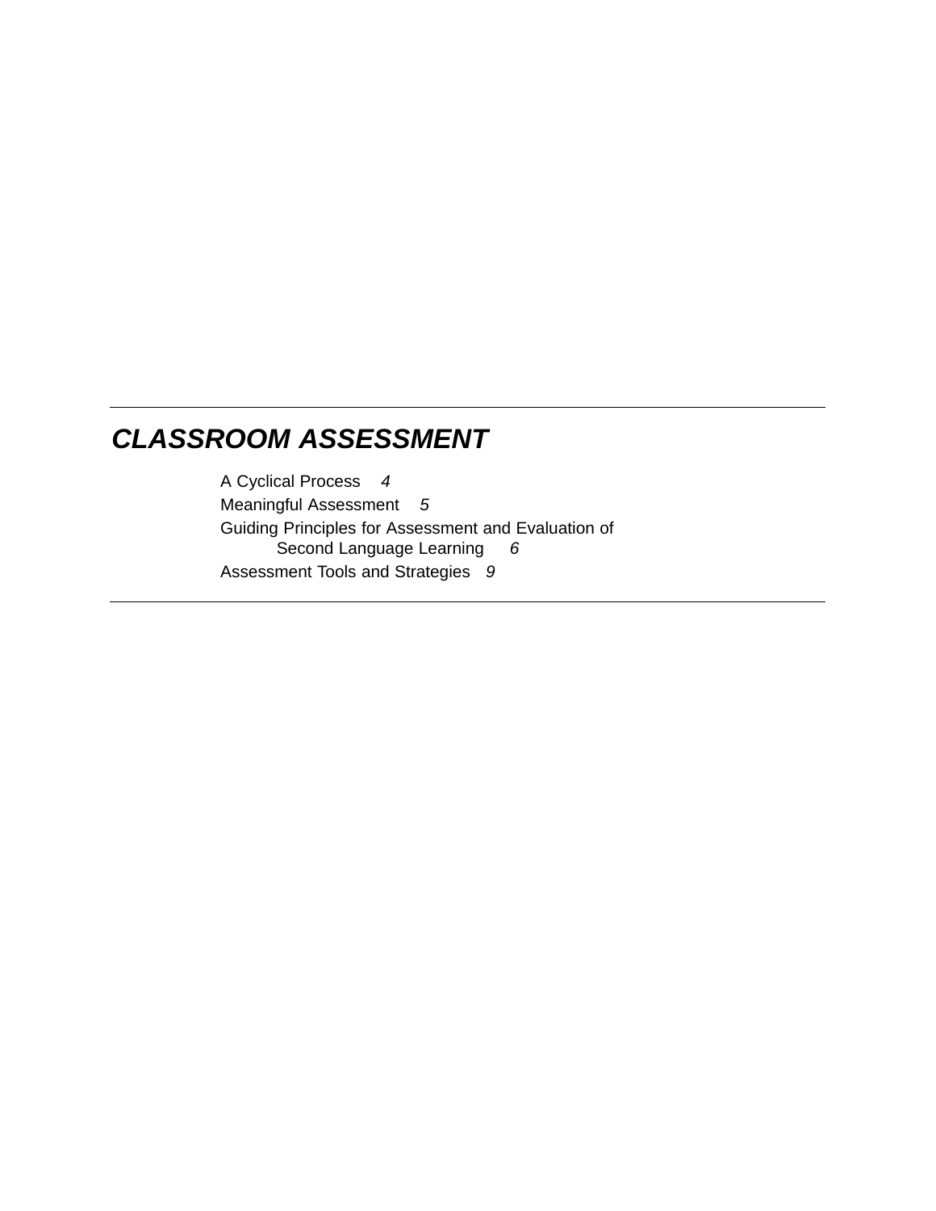# *CLASSROOM ASSESSMENT*

A Cyclical Process *4*

Meaningful Assessment *5*

Guiding Principles for Assessment and Evaluation of Second Language Learning *6*

Assessment Tools and Strategies *9*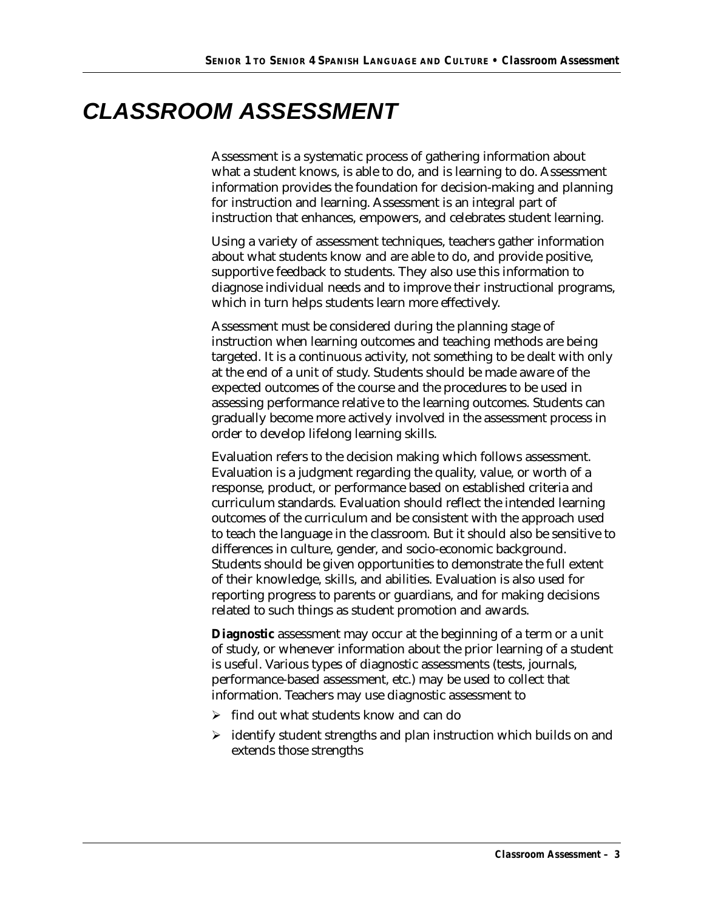# CLASSROOM ASSESSMENT

Assessment is a systematic process of gathering information about what a student knows, is able to do, and is learning to do. Assessment information provides the foundation for decision-making and planning for instruction and learning. Assessment is an integral part of instruction that enhances, empowers, and celebrates student learning.

Using a variety of assessment techniques, teachers gather information about what students know and are able to do, and provide positive, supportive feedback to students. They also use this information to diagnose individual needs and to improve their instructional programs, which in turn helps students learn more effectively.

Assessment must be considered during the planning stage of instruction when learning outcomes and teaching methods are being targeted. It is a continuous activity, not something to be dealt with only at the end of a unit of study. Students should be made aware of the expected outcomes of the course and the procedures to be used in assessing performance relative to the learning outcomes. Students can gradually become more actively involved in the assessment process in order to develop lifelong learning skills.

Evaluation refers to the decision making which follows assessment. Evaluation is a judgment regarding the quality, value, or worth of a response, product, or performance based on established criteria and curriculum standards. Evaluation should reflect the intended learning outcomes of the curriculum and be consistent with the approach used to teach the language in the classroom. But it should also be sensitive to differences in culture, gender, and socio-economic background. Students should be given opportunities to demonstrate the full extent of their knowledge, skills, and abilities. Evaluation is also used for reporting progress to parents or guardians, and for making decisions related to such things as student promotion and awards.

**Diagnostic** assessment may occur at the beginning of a term or a unit of study, or whenever information about the prior learning of a student is useful. Various types of diagnostic assessments (tests, journals, performance-based assessment, etc.) may be used to collect that information. Teachers may use diagnostic assessment to

- find out what students know and can do
- identify student strengths and plan instruction which builds on and extends those strengths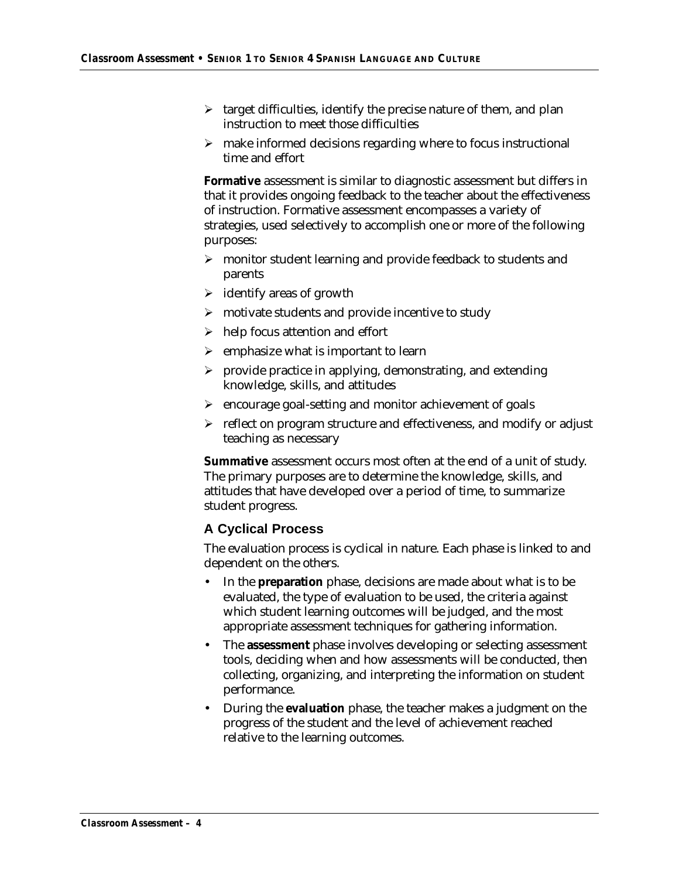- target difficulties, identify the precise nature of them, and plan instruction to meet those difficulties
- make informed decisions regarding where to focus instructional time and effort

**Formative** assessment is similar to diagnostic assessment but differs in that it provides ongoing feedback to the teacher about the effectiveness of instruction. Formative assessment encompasses a variety of strategies, used selectively to accomplish one or more of the following purposes:

- monitor student learning and provide feedback to students and parents
- identify areas of growth
- motivate students and provide incentive to study
- help focus attention and effort
- emphasize what is important to learn
- provide practice in applying, demonstrating, and extending knowledge, skills, and attitudes
- encourage goal-setting and monitor achievement of goals
- reflect on program structure and effectiveness, and modify or adjust teaching as necessary

**Summative** assessment occurs most often at the end of a unit of study. The primary purposes are to determine the knowledge, skills, and attitudes that have developed over a period of time, to summarize student progress.

### A Cyclical Process

The evaluation process is cyclical in nature. Each phase is linked to and dependent on the others.

- In the **preparation** phase, decisions are made about what is to be evaluated, the type of evaluation to be used, the criteria against which student learning outcomes will be judged, and the most appropriate assessment techniques for gathering information.
- The **assessment** phase involves developing or selecting assessment tools, deciding when and how assessments will be conducted, then collecting, organizing, and interpreting the information on student performance.
- During the **evaluation** phase, the teacher makes a judgment on the progress of the student and the level of achievement reached relative to the learning outcomes.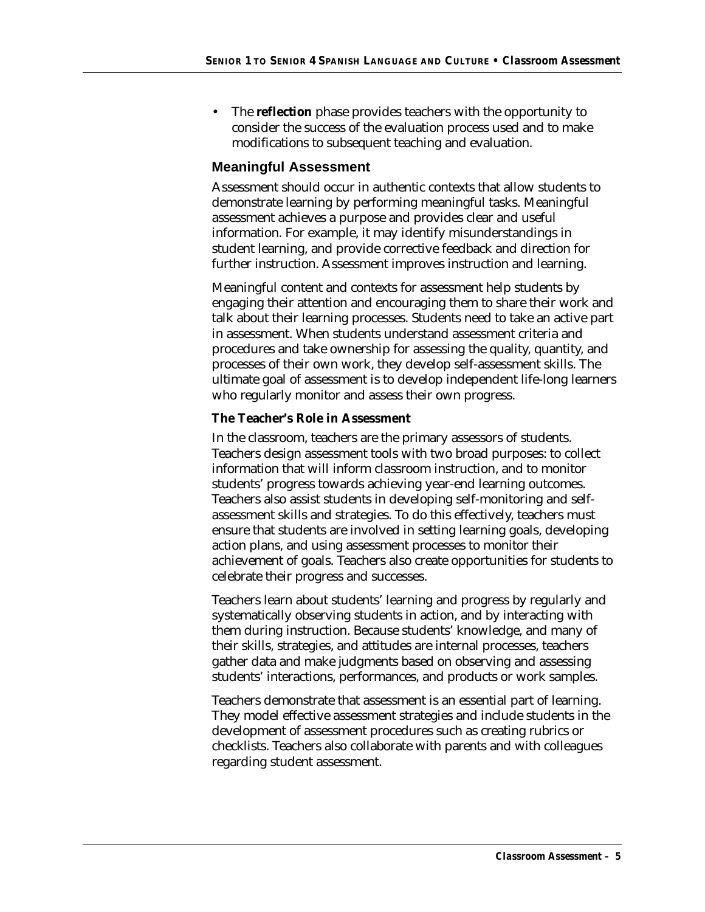- The **reflection** phase provides teachers with the opportunity to consider the success of the evaluation process used and to make modifications to subsequent teaching and evaluation.

## Meaningful Assessment

Assessment should occur in authentic contexts that allow students to demonstrate learning by performing meaningful tasks. Meaningful assessment achieves a purpose and provides clear and useful information. For example, it may identify misunderstandings in student learning, and provide corrective feedback and direction for further instruction. Assessment improves instruction and learning.

Meaningful content and contexts for assessment help students by engaging their attention and encouraging them to share their work and talk about their learning processes. Students need to take an active part in assessment. When students understand assessment criteria and procedures and take ownership for assessing the quality, quantity, and processes of their own work, they develop self-assessment skills. The ultimate goal of assessment is to develop independent life-long learners who regularly monitor and assess their own progress.

### The Teacher's Role in Assessment

In the classroom, teachers are the primary assessors of students. Teachers design assessment tools with two broad purposes: to collect information that will inform classroom instruction, and to monitor students' progress towards achieving year-end learning outcomes. Teachers also assist students in developing self-monitoring and self-assessment skills and strategies. To do this effectively, teachers must ensure that students are involved in setting learning goals, developing action plans, and using assessment processes to monitor their achievement of goals. Teachers also create opportunities for students to celebrate their progress and successes.

Teachers learn about students' learning and progress by regularly and systematically observing students in action, and by interacting with them during instruction. Because students' knowledge, and many of their skills, strategies, and attitudes are internal processes, teachers gather data and make judgments based on observing and assessing students' interactions, performances, and products or work samples.

Teachers demonstrate that assessment is an essential part of learning. They model effective assessment strategies and include students in the development of assessment procedures such as creating rubrics or checklists. Teachers also collaborate with parents and with colleagues regarding student assessment.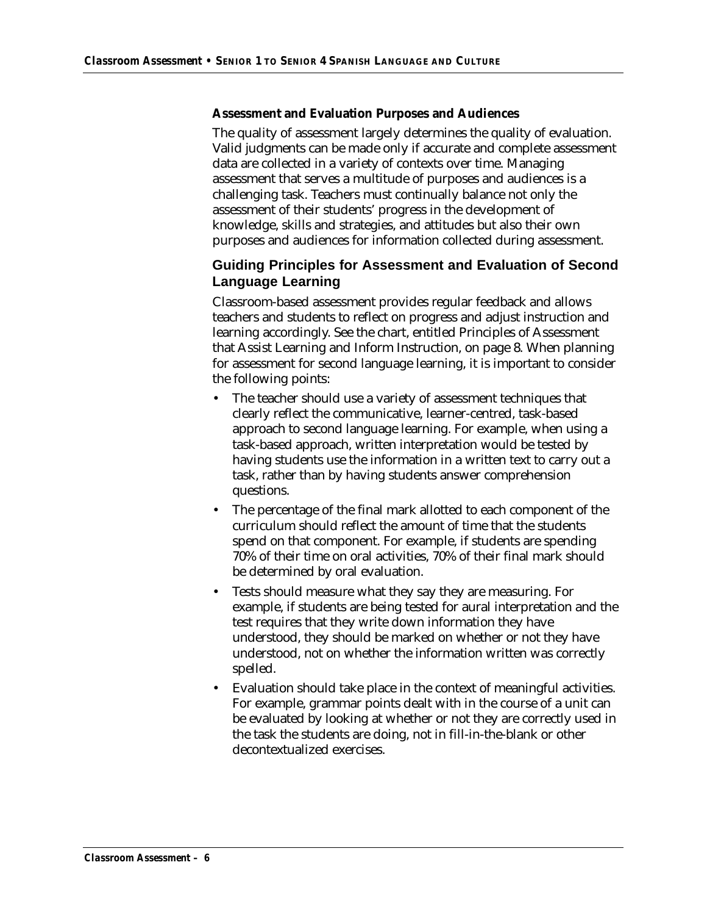#### Assessment and Evaluation Purposes and Audiences

The quality of assessment largely determines the quality of evaluation. Valid judgments can be made only if accurate and complete assessment data are collected in a variety of contexts over time. Managing assessment that serves a multitude of purposes and audiences is a challenging task. Teachers must continually balance not only the assessment of their students' progress in the development of knowledge, skills and strategies, and attitudes but also their own purposes and audiences for information collected during assessment.

### Guiding Principles for Assessment and Evaluation of Second Language Learning

Classroom-based assessment provides regular feedback and allows teachers and students to reflect on progress and adjust instruction and learning accordingly. See the chart, entitled Principles of Assessment that Assist Learning and Inform Instruction, on page 8. When planning for assessment for second language learning, it is important to consider the following points:

- The teacher should use a variety of assessment techniques that clearly reflect the communicative, learner-centred, task-based approach to second language learning. For example, when using a task-based approach, written interpretation would be tested by having students use the information in a written text to carry out a task, rather than by having students answer comprehension questions.
- The percentage of the final mark allotted to each component of the curriculum should reflect the amount of time that the students spend on that component. For example, if students are spending 70% of their time on oral activities, 70% of their final mark should be determined by oral evaluation.
- Tests should measure what they say they are measuring. For example, if students are being tested for aural interpretation and the test requires that they write down information they have understood, they should be marked on whether or not they have understood, not on whether the information written was correctly spelled.
- Evaluation should take place in the context of meaningful activities. For example, grammar points dealt with in the course of a unit can be evaluated by looking at whether or not they are correctly used in the task the students are doing, not in fill-in-the-blank or other decontextualized exercises.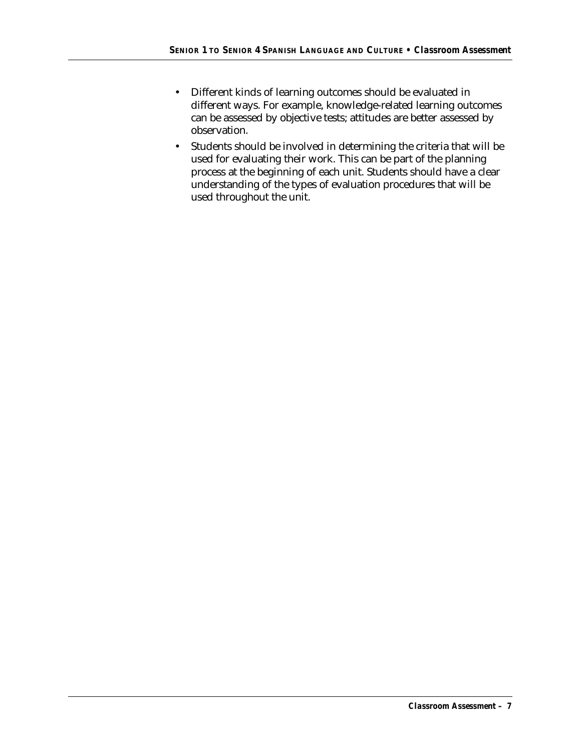- Different kinds of learning outcomes should be evaluated in different ways. For example, knowledge-related learning outcomes can be assessed by objective tests; attitudes are better assessed by observation.
- Students should be involved in determining the criteria that will be used for evaluating their work. This can be part of the planning process at the beginning of each unit. Students should have a clear understanding of the types of evaluation procedures that will be used throughout the unit.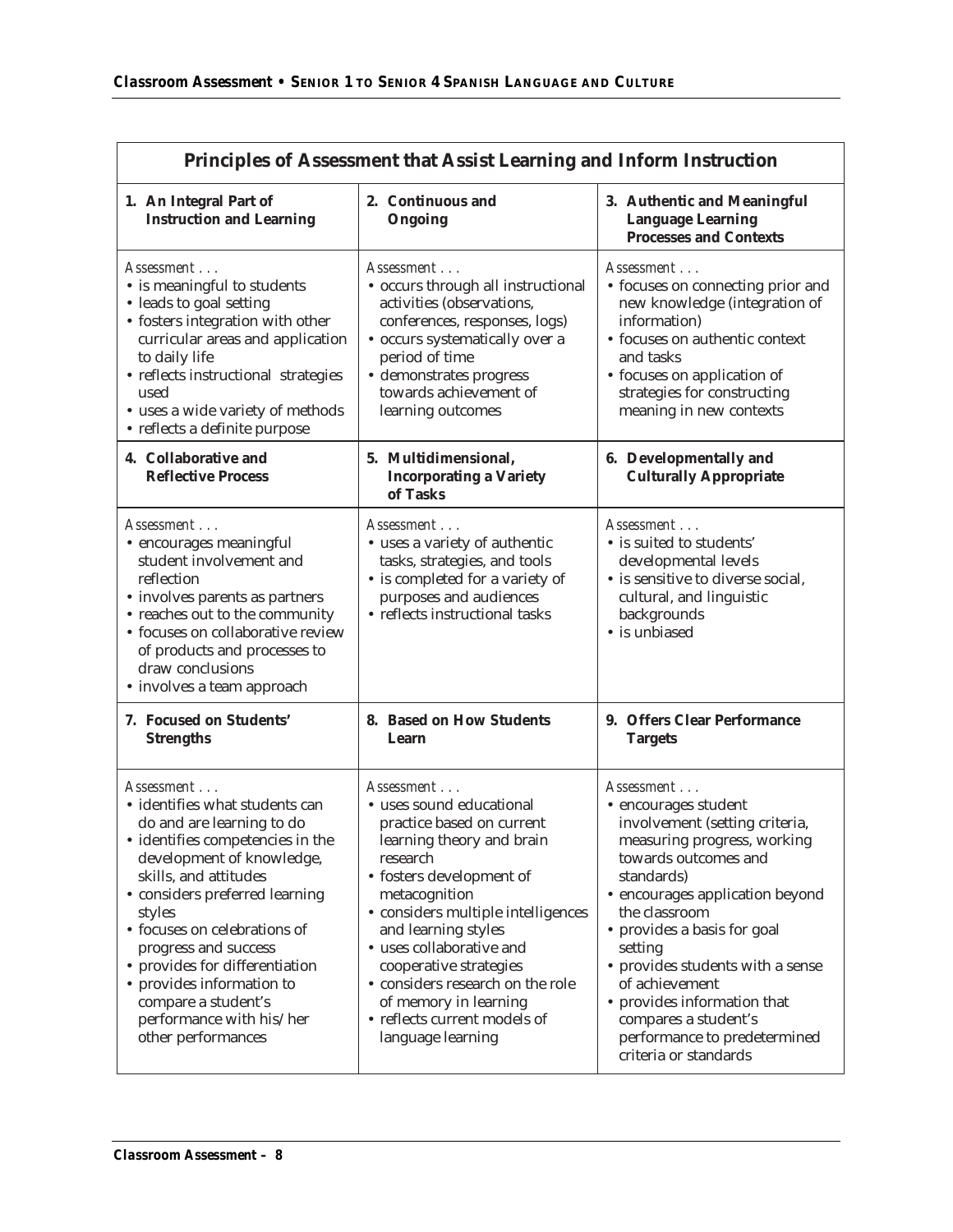## Principles of Assessment that Assist Learning and Inform Instruction

| 1. An Integral Part of Instruction and Learning | 2. Continuous and Ongoing | 3. Authentic and Meaningful Language Learning Processes and Contexts |
|---|---|---|
| *Assessment . . .*<br>• is meaningful to students<br>• leads to goal setting<br>• fosters integration with other curricular areas and application to daily life<br>• reflects instructional strategies used<br>• uses a wide variety of methods<br>• reflects a definite purpose | *Assessment . . .*<br>• occurs through all instructional activities (observations, conferences, responses, logs)<br>• occurs systematically over a period of time<br>• demonstrates progress towards achievement of learning outcomes | *Assessment . . .*<br>• focuses on connecting prior and new knowledge (integration of information)<br>• focuses on authentic context and tasks<br>• focuses on application of strategies for constructing meaning in new contexts |
| **4. Collaborative and Reflective Process** | **5. Multidimensional, Incorporating a Variety of Tasks** | **6. Developmentally and Culturally Appropriate** |
| *Assessment . . .*<br>• encourages meaningful student involvement and reflection<br>• involves parents as partners<br>• reaches out to the community<br>• focuses on collaborative review of products and processes to draw conclusions<br>• involves a team approach | *Assessment . . .*<br>• uses a variety of authentic tasks, strategies, and tools<br>• is completed for a variety of purposes and audiences<br>• reflects instructional tasks | *Assessment . . .*<br>• is suited to students' developmental levels<br>• is sensitive to diverse social, cultural, and linguistic backgrounds<br>• is unbiased |
| **7. Focused on Students' Strengths** | **8. Based on How Students Learn** | **9. Offers Clear Performance Targets** |
| *Assessment . . .*<br>• identifies what students can do and are learning to do<br>• identifies competencies in the development of knowledge, skills, and attitudes<br>• considers preferred learning styles<br>• focuses on celebrations of progress and success<br>• provides for differentiation<br>• provides information to compare a student's performance with his/her other performances | *Assessment . . .*<br>• uses sound educational practice based on current learning theory and brain research<br>• fosters development of metacognition<br>• considers multiple intelligences and learning styles<br>• uses collaborative and cooperative strategies<br>• considers research on the role of memory in learning<br>• reflects current models of language learning | *Assessment . . .*<br>• encourages student involvement (setting criteria, measuring progress, working towards outcomes and standards)<br>• encourages application beyond the classroom<br>• provides a basis for goal setting<br>• provides students with a sense of achievement<br>• provides information that compares a student's performance to predetermined criteria or standards |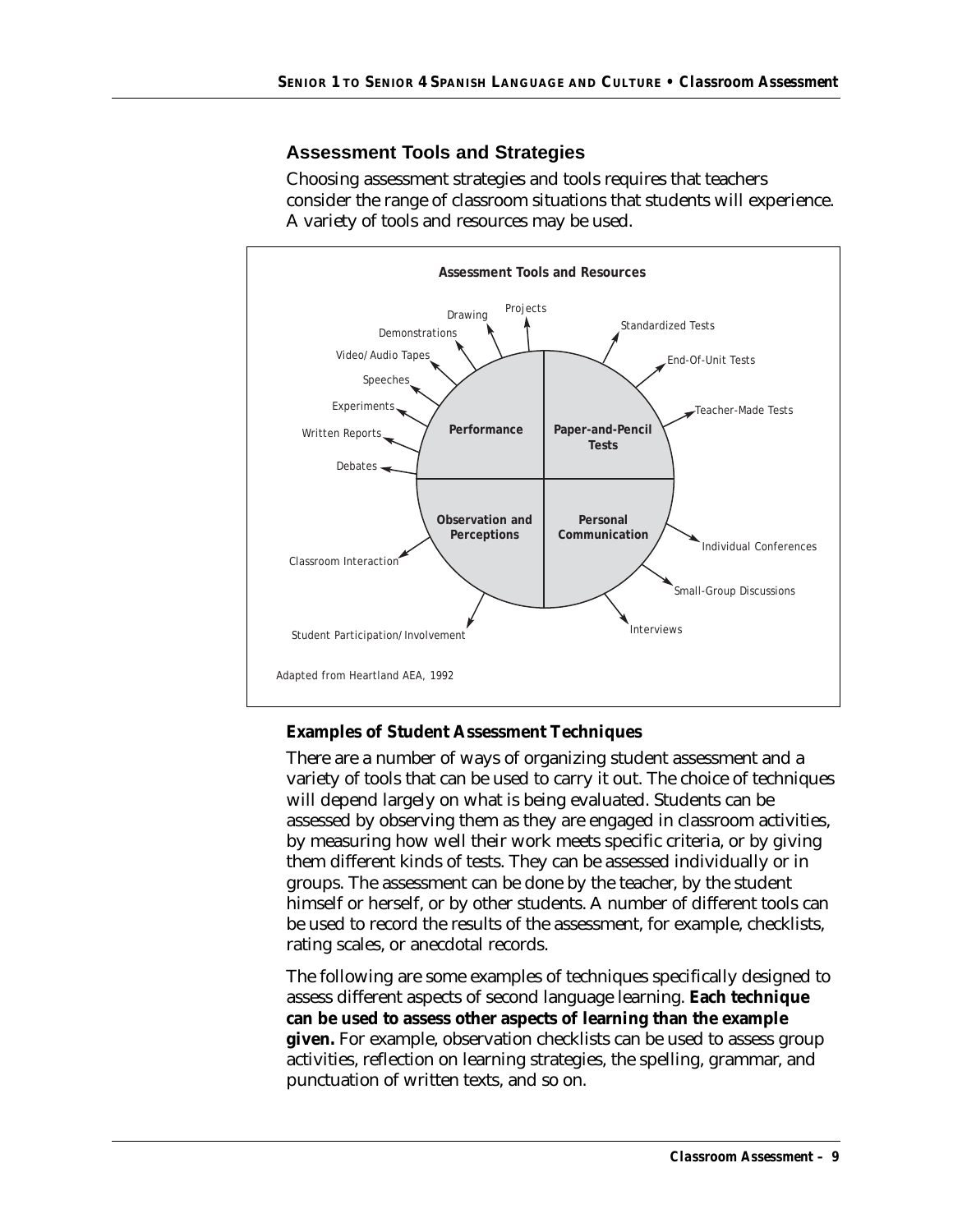## Assessment Tools and Strategies

Choosing assessment strategies and tools requires that teachers consider the range of classroom situations that students will experience. A variety of tools and resources may be used.

**Assessment Tools and Resources**

- **Performance**: Projects, Drawing, Demonstrations, Video/Audio Tapes, Speeches, Experiments, Written Reports, Debates
- **Paper-and-Pencil Tests**: Standardized Tests, End-Of-Unit Tests, Teacher-Made Tests
- **Observation and Perceptions**: Classroom Interaction, Student Participation/Involvement
- **Personal Communication**: Individual Conferences, Small-Group Discussions, Interviews

*Adapted from Heartland AEA, 1992*

### Examples of Student Assessment Techniques

There are a number of ways of organizing student assessment and a variety of tools that can be used to carry it out. The choice of techniques will depend largely on what is being evaluated. Students can be assessed by observing them as they are engaged in classroom activities, by measuring how well their work meets specific criteria, or by giving them different kinds of tests. They can be assessed individually or in groups. The assessment can be done by the teacher, by the student himself or herself, or by other students. A number of different tools can be used to record the results of the assessment, for example, checklists, rating scales, or anecdotal records.

The following are some examples of techniques specifically designed to assess different aspects of second language learning. **Each technique can be used to assess other aspects of learning than the example given.** For example, observation checklists can be used to assess group activities, reflection on learning strategies, the spelling, grammar, and punctuation of written texts, and so on.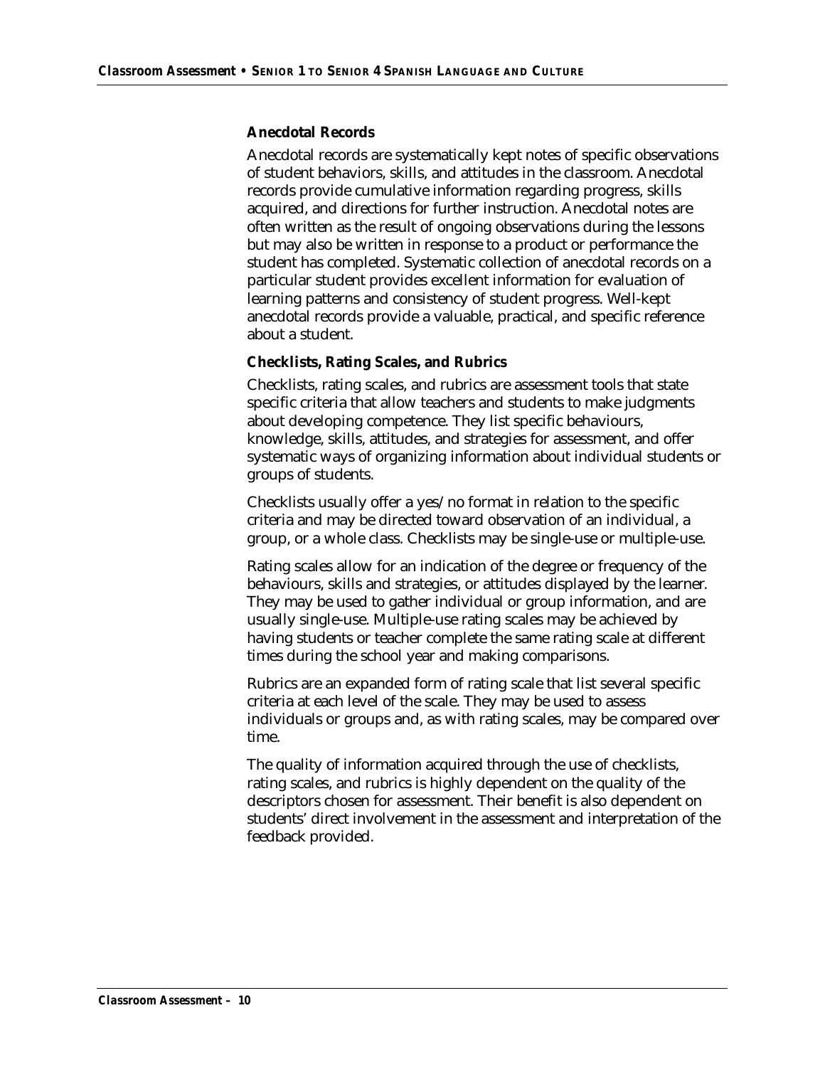### Anecdotal Records

Anecdotal records are systematically kept notes of specific observations of student behaviors, skills, and attitudes in the classroom. Anecdotal records provide cumulative information regarding progress, skills acquired, and directions for further instruction. Anecdotal notes are often written as the result of ongoing observations during the lessons but may also be written in response to a product or performance the student has completed. Systematic collection of anecdotal records on a particular student provides excellent information for evaluation of learning patterns and consistency of student progress. Well-kept anecdotal records provide a valuable, practical, and specific reference about a student.

### Checklists, Rating Scales, and Rubrics

Checklists, rating scales, and rubrics are assessment tools that state specific criteria that allow teachers and students to make judgments about developing competence. They list specific behaviours, knowledge, skills, attitudes, and strategies for assessment, and offer systematic ways of organizing information about individual students or groups of students.

Checklists usually offer a yes/no format in relation to the specific criteria and may be directed toward observation of an individual, a group, or a whole class. Checklists may be single-use or multiple-use.

Rating scales allow for an indication of the degree or frequency of the behaviours, skills and strategies, or attitudes displayed by the learner. They may be used to gather individual or group information, and are usually single-use. Multiple-use rating scales may be achieved by having students or teacher complete the same rating scale at different times during the school year and making comparisons.

Rubrics are an expanded form of rating scale that list several specific criteria at each level of the scale. They may be used to assess individuals or groups and, as with rating scales, may be compared over time.

The quality of information acquired through the use of checklists, rating scales, and rubrics is highly dependent on the quality of the descriptors chosen for assessment. Their benefit is also dependent on students' direct involvement in the assessment and interpretation of the feedback provided.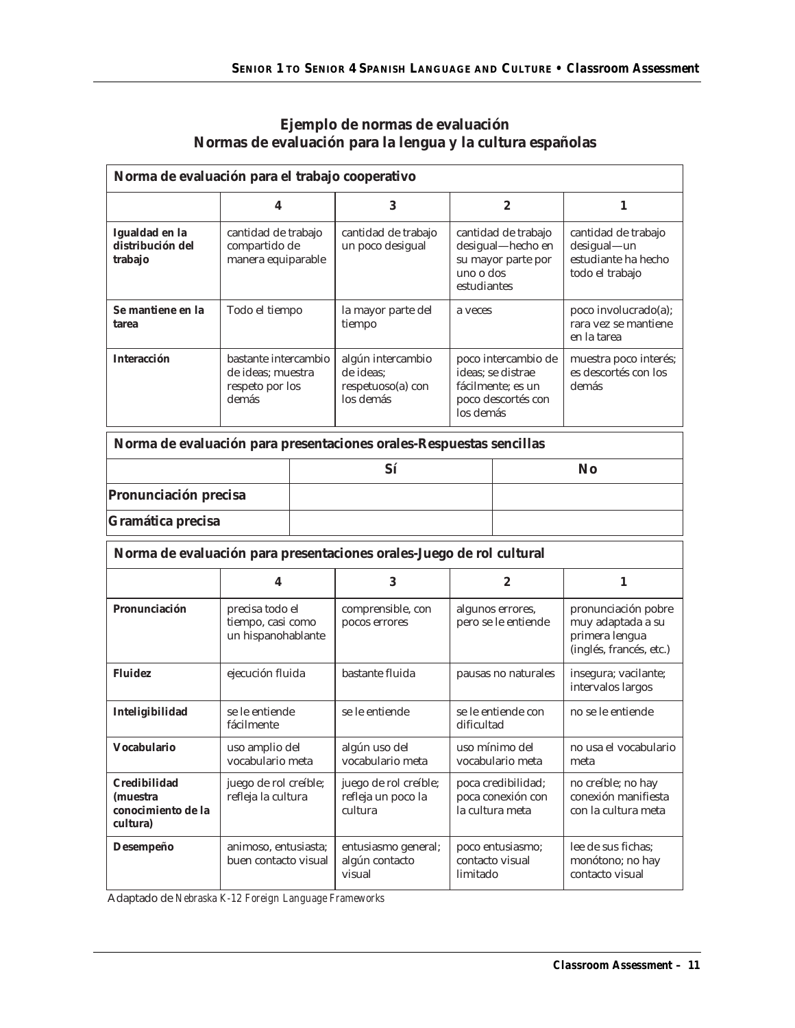## Ejemplo de normas de evaluación
## Normas de evaluación para la lengua y la cultura españolas

| Norma de evaluación para el trabajo cooperativo | | | | |
|---|---|---|---|---|
| | **4** | **3** | **2** | **1** |
| **Igualdad en la distribución del trabajo** | cantidad de trabajo compartido de manera equiparable | cantidad de trabajo un poco desigual | cantidad de trabajo desigual—hecho en su mayor parte por uno o dos estudiantes | cantidad de trabajo desigual—un estudiante ha hecho todo el trabajo |
| **Se mantiene en la tarea** | Todo el tiempo | la mayor parte del tiempo | a veces | poco involucrado(a); rara vez se mantiene en la tarea |
| **Interacción** | bastante intercambio de ideas; muestra respeto por los demás | algún intercambio de ideas; respetuoso(a) con los demás | poco intercambio de ideas; se distrae fácilmente; es un poco descortés con los demás | muestra poco interés; es descortés con los demás |

| Norma de evaluación para presentaciones orales-Respuestas sencillas | | |
|---|---|---|
| | **Sí** | **No** |
| **Pronunciación precisa** | | |
| **Gramática precisa** | | |

| Norma de evaluación para presentaciones orales-Juego de rol cultural | | | | |
|---|---|---|---|---|
| | **4** | **3** | **2** | **1** |
| **Pronunciación** | precisa todo el tiempo, casi como un hispanohablante | comprensible, con pocos errores | algunos errores, pero se le entiende | pronunciación pobre muy adaptada a su primera lengua (inglés, francés, etc.) |
| **Fluidez** | ejecución fluida | bastante fluida | pausas no naturales | insegura; vacilante; intervalos largos |
| **Inteligibilidad** | se le entiende fácilmente | se le entiende | se le entiende con dificultad | no se le entiende |
| **Vocabulario** | uso amplio del vocabulario meta | algún uso del vocabulario meta | uso mínimo del vocabulario meta | no usa el vocabulario meta |
| **Credibilidad (muestra conocimiento de la cultura)** | juego de rol creíble; refleja la cultura | juego de rol creíble; refleja un poco la cultura | poca credibilidad; poca conexión con la cultura meta | no creíble; no hay conexión manifiesta con la cultura meta |
| **Desempeño** | animoso, entusiasta; buen contacto visual | entusiasmo general; algún contacto visual | poco entusiasmo; contacto visual limitado | lee de sus fichas; monótono; no hay contacto visual |

Adaptado de *Nebraska K-12 Foreign Language Frameworks*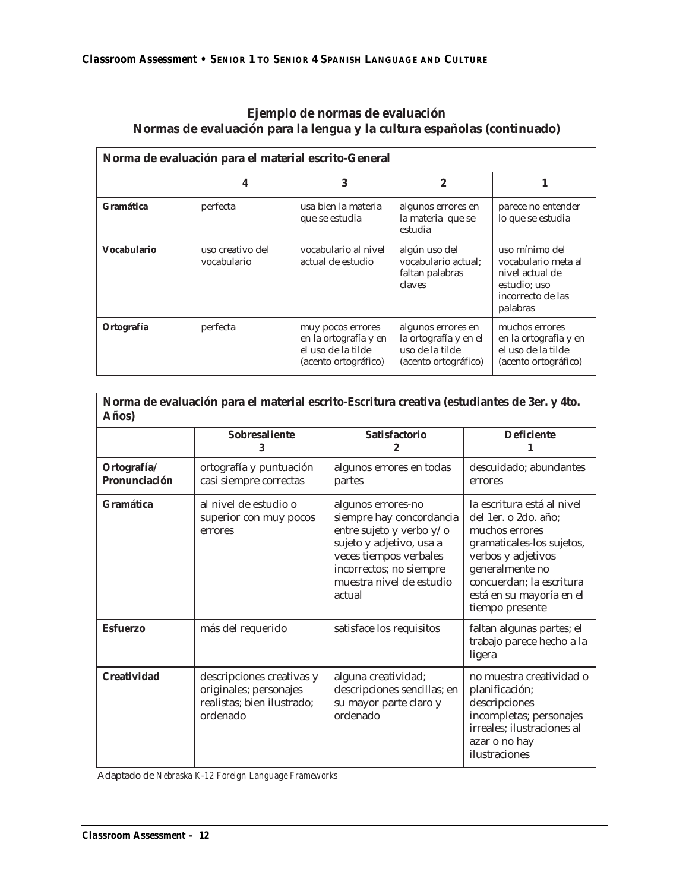## Ejemplo de normas de evaluación
## Normas de evaluación para la lengua y la cultura españolas (continuado)

| Norma de evaluación para el material escrito-General | | | | |
|---|---|---|---|---|
| | 4 | 3 | 2 | 1 |
| **Gramática** | perfecta | usa bien la materia que se estudia | algunos errores en la materia que se estudia | parece no entender lo que se estudia |
| **Vocabulario** | uso creativo del vocabulario | vocabulario al nivel actual de estudio | algún uso del vocabulario actual; faltan palabras claves | uso mínimo del vocabulario meta al nivel actual de estudio; uso incorrecto de las palabras |
| **Ortografía** | perfecta | muy pocos errores en la ortografía y en el uso de la tilde (acento ortográfico) | algunos errores en la ortografía y en el uso de la tilde (acento ortográfico) | muchos errores en la ortografía y en el uso de la tilde (acento ortográfico) |

| Norma de evaluación para el material escrito-Escritura creativa (estudiantes de 3er. y 4to. Años) | | | |
|---|---|---|---|
| | Sobresaliente 3 | Satisfactorio 2 | Deficiente 1 |
| **Ortografía/ Pronunciación** | ortografía y puntuación casi siempre correctas | algunos errores en todas partes | descuidado; abundantes errores |
| **Gramática** | al nivel de estudio o superior con muy pocos errores | algunos errores-no siempre hay concordancia entre sujeto y verbo y/o sujeto y adjetivo, usa a veces tiempos verbales incorrectos; no siempre muestra nivel de estudio actual | la escritura está al nivel del 1er. o 2do. año; muchos errores gramaticales-los sujetos, verbos y adjetivos generalmente no concuerdan; la escritura está en su mayoría en el tiempo presente |
| **Esfuerzo** | más del requerido | satisface los requisitos | faltan algunas partes; el trabajo parece hecho a la ligera |
| **Creatividad** | descripciones creativas y originales; personajes realistas; bien ilustrado; ordenado | alguna creatividad; descripciones sencillas; en su mayor parte claro y ordenado | no muestra creatividad o planificación; descripciones incompletas; personajes irreales; ilustraciones al azar o no hay ilustraciones |

Adaptado de *Nebraska K-12 Foreign Language Frameworks*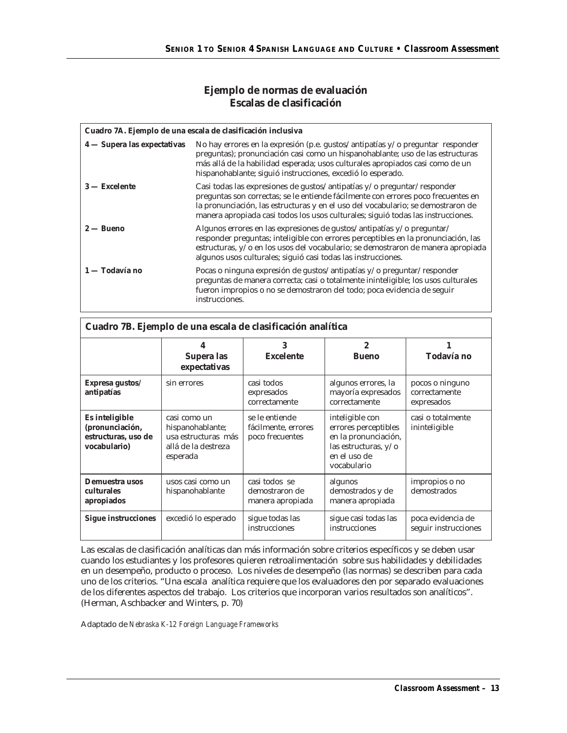# Ejemplo de normas de evaluación
## Escalas de clasificación

| Cuadro 7A. Ejemplo de una escala de clasificación inclusiva | |
|---|---|
| **4 — Supera las expectativas** | No hay errores en la expresión (p.e. gustos/antipatías y/o preguntar responder preguntas); pronunciación casi como un hispanohablante; uso de las estructuras más allá de la habilidad esperada; usos culturales apropiados casi como de un hispanohablante; siguió instrucciones, excedió lo esperado. |
| **3 — Excelente** | Casi todas las expresiones de gustos/antipatías y/o preguntar/responder preguntas son correctas; se le entiende fácilmente con errores poco frecuentes en la pronunciación, las estructuras y en el uso del vocabulario; se demostraron de manera apropiada casi todos los usos culturales; siguió todas las instrucciones. |
| **2 — Bueno** | Algunos errores en las expresiones de gustos/antipatías y/o preguntar/responder preguntas; inteligible con errores perceptibles en la pronunciación, las estructuras, y/o en los usos del vocabulario; se demostraron de manera apropiada algunos usos culturales; siguió casi todas las instrucciones. |
| **1 — Todavía no** | Pocas o ninguna expresión de gustos/antipatías y/o preguntar/responder preguntas de manera correcta; casi o totalmente ininteligible; los usos culturales fueron impropios o no se demostraron del todo; poca evidencia de seguir instrucciones. |

**Cuadro 7B. Ejemplo de una escala de clasificación analítica**

| | 4 Supera las expectativas | 3 Excelente | 2 Bueno | 1 Todavía no |
|---|---|---|---|---|
| **Expresa gustos/antipatías** | sin errores | casi todos expresados correctamente | algunos errores, la mayoría expresados correctamente | pocos o ninguno correctamente expresados |
| **Es inteligible (pronunciación, estructuras, uso de vocabulario)** | casi como un hispanohablante; usa estructuras más allá de la destreza esperada | se le entiende fácilmente, errores poco frecuentes | inteligible con errores perceptibles en la pronunciación, las estructuras, y/o en el uso de vocabulario | casi o totalmente ininteligible |
| **Demuestra usos culturales apropiados** | usos casi como un hispanohablante | casi todos se demostraron de manera apropiada | algunos demostrados y de manera apropiada | impropios o no demostrados |
| **Sigue instrucciones** | excedió lo esperado | sigue todas las instrucciones | sigue casi todas las instrucciones | poca evidencia de seguir instrucciones |

Las escalas de clasificación analíticas dan más información sobre criterios específicos y se deben usar cuando los estudiantes y los profesores quieren retroalimentación sobre sus habilidades y debilidades en un desempeño, producto o proceso. Los niveles de desempeño (las normas) se describen para cada uno de los criterios. "Una escala analítica requiere que los evaluadores den por separado evaluaciones de los diferentes aspectos del trabajo. Los criterios que incorporan varios resultados son analíticos". (Herman, Aschbacker and Winters, p. 70)

Adaptado de *Nebraska K-12 Foreign Language Frameworks*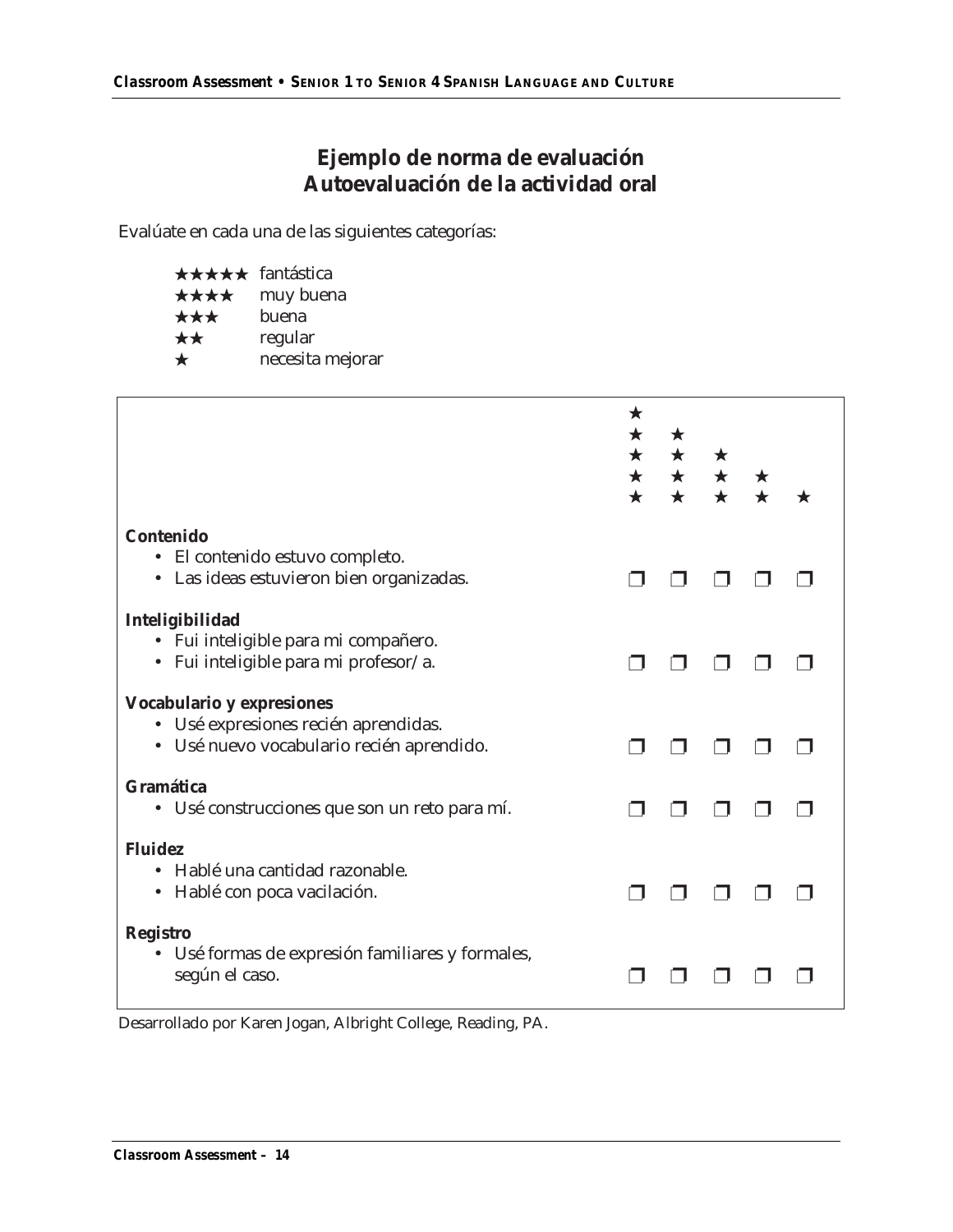# Ejemplo de norma de evaluación
## Autoevaluación de la actividad oral

Evalúate en cada una de las siguientes categorías:

- ★★★★★ fantástica
- ★★★★ muy buena
- ★★★ buena
- ★★ regular
- ★ necesita mejorar

| | ★★★★★ | ★★★★ | ★★★ | ★★ | ★ |
|---|---|---|---|---|---|
| **Contenido**<br>• El contenido estuvo completo.<br>• Las ideas estuvieron bien organizadas. | ❐ | ❐ | ❐ | ❐ | ❐ |
| **Inteligibilidad**<br>• Fui inteligible para mi compañero.<br>• Fui inteligible para mi profesor/a. | ❐ | ❐ | ❐ | ❐ | ❐ |
| **Vocabulario y expresiones**<br>• Usé expresiones recién aprendidas.<br>• Usé nuevo vocabulario recién aprendido. | ❐ | ❐ | ❐ | ❐ | ❐ |
| **Gramática**<br>• Usé construcciones que son un reto para mí. | ❐ | ❐ | ❐ | ❐ | ❐ |
| **Fluidez**<br>• Hablé una cantidad razonable.<br>• Hablé con poca vacilación. | ❐ | ❐ | ❐ | ❐ | ❐ |
| **Registro**<br>• Usé formas de expresión familiares y formales, según el caso. | ❐ | ❐ | ❐ | ❐ | ❐ |

Desarrollado por Karen Jogan, Albright College, Reading, PA.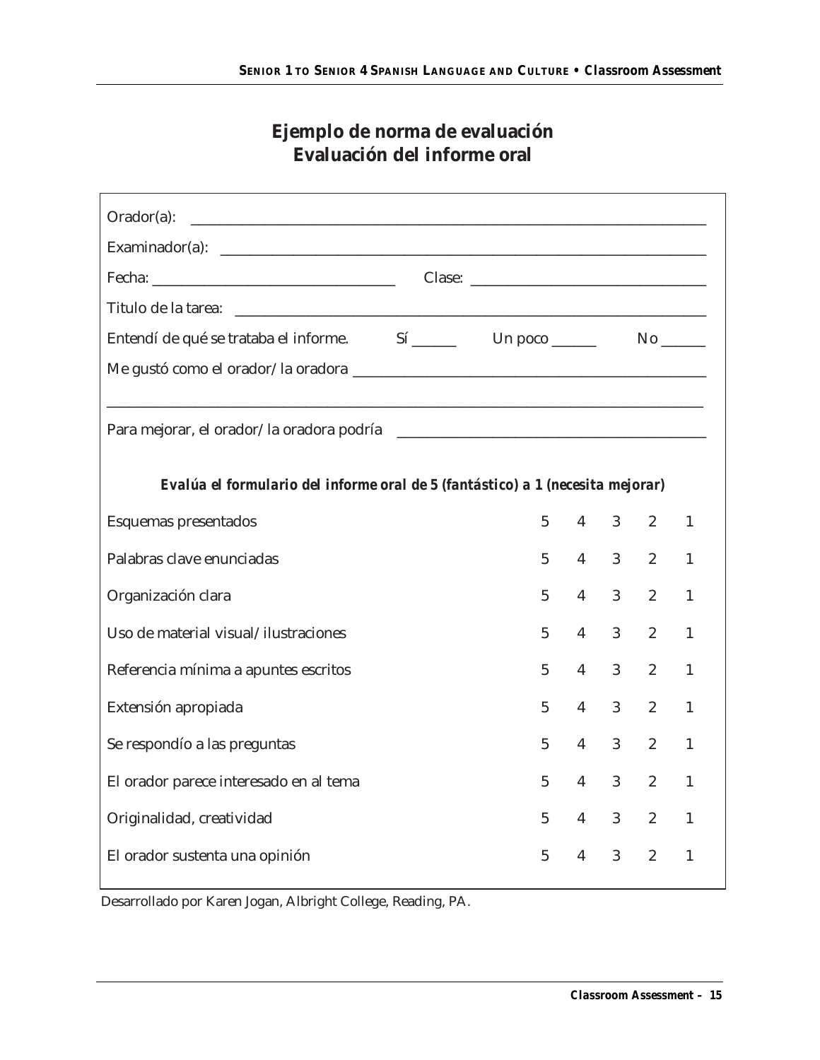## Ejemplo de norma de evaluación
## Evaluación del informe oral

Orador(a): ______________________________________________

Examinador(a): ______________________________________________

Fecha: ______________________ Clase: ______________________

Titulo de la tarea: ______________________________________________

Entendí de qué se trataba el informe. Sí ______ Un poco ______ No ______

Me gustó como el orador/la oradora ______________________________________________

______________________________________________

Para mejorar, el orador/la oradora podría ______________________________________________

***Evalúa el formulario del informe oral de 5 (fantástico) a 1 (necesita mejorar)***

| | | | | | |
|---|---|---|---|---|---|
| Esquemas presentados | 5 | 4 | 3 | 2 | 1 |
| Palabras clave enunciadas | 5 | 4 | 3 | 2 | 1 |
| Organización clara | 5 | 4 | 3 | 2 | 1 |
| Uso de material visual/ilustraciones | 5 | 4 | 3 | 2 | 1 |
| Referencia mínima a apuntes escritos | 5 | 4 | 3 | 2 | 1 |
| Extensión apropiada | 5 | 4 | 3 | 2 | 1 |
| Se respondío a las preguntas | 5 | 4 | 3 | 2 | 1 |
| El orador parece interesado en al tema | 5 | 4 | 3 | 2 | 1 |
| Originalidad, creatividad | 5 | 4 | 3 | 2 | 1 |
| El orador sustenta una opinión | 5 | 4 | 3 | 2 | 1 |

Desarrollado por Karen Jogan, Albright College, Reading, PA.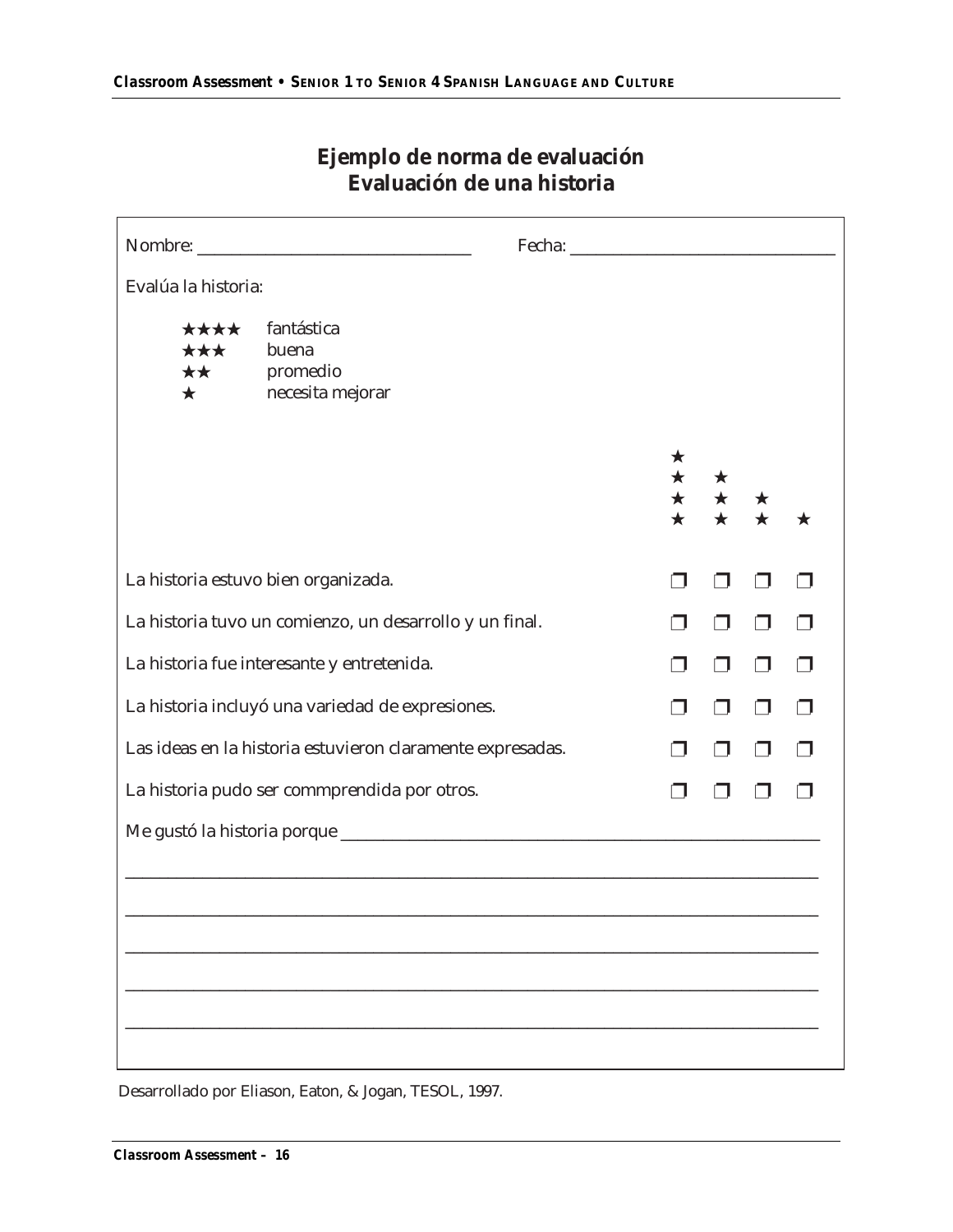## Ejemplo de norma de evaluación
## Evaluación de una historia

Nombre: ______________________________ Fecha: ______________________________

Evalúa la historia:

- ★★★★ fantástica
- ★★★ buena
- ★★ promedio
- ★ necesita mejorar

| | ★★★★ | ★★★ | ★★ | ★ |
|---|---|---|---|---|
| La historia estuvo bien organizada. | ❒ | ❒ | ❒ | ❒ |
| La historia tuvo un comienzo, un desarrollo y un final. | ❒ | ❒ | ❒ | ❒ |
| La historia fue interesante y entretenida. | ❒ | ❒ | ❒ | ❒ |
| La historia incluyó una variedad de expresiones. | ❒ | ❒ | ❒ | ❒ |
| Las ideas en la historia estuvieron claramente expresadas. | ❒ | ❒ | ❒ | ❒ |
| La historia pudo ser commprendida por otros. | ❒ | ❒ | ❒ | ❒ |

Me gustó la historia porque ______________________________________________________

__________________________________________________________________________

__________________________________________________________________________

__________________________________________________________________________

__________________________________________________________________________

__________________________________________________________________________

Desarrollado por Eliason, Eaton, & Jogan, TESOL, 1997.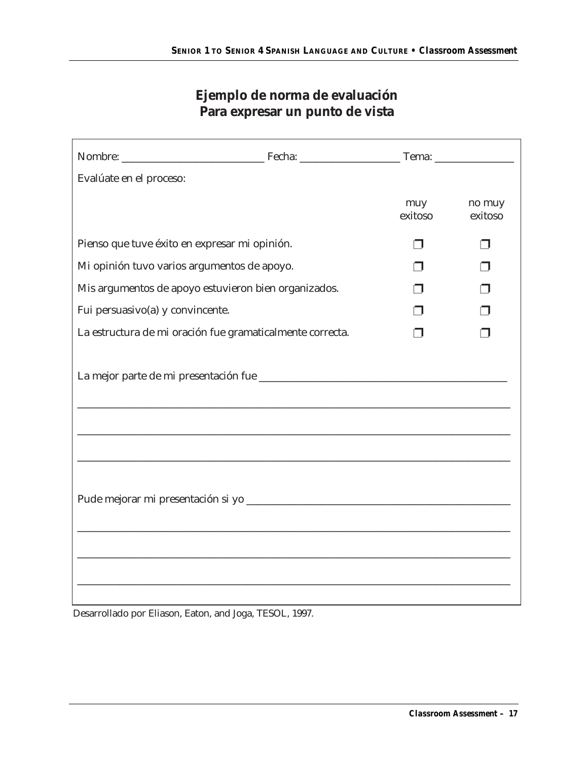## Ejemplo de norma de evaluación
## Para expresar un punto de vista

Nombre: ___________________________ Fecha: ___________________ Tema: _______________

Evalúate en el proceso:

| | muy exitoso | no muy exitoso |
|---|---|---|
| Pienso que tuve éxito en expresar mi opinión. | ❒ | ❒ |
| Mi opinión tuvo varios argumentos de apoyo. | ❒ | ❒ |
| Mis argumentos de apoyo estuvieron bien organizados. | ❒ | ❒ |
| Fui persuasivo(a) y convincente. | ❒ | ❒ |
| La estructura de mi oración fue gramaticalmente correcta. | ❒ | ❒ |

La mejor parte de mi presentación fue _______________________________________________

_________________________________________________________________________________

_________________________________________________________________________________

_________________________________________________________________________________

Pude mejorar mi presentación si yo ___________________________________________________

_________________________________________________________________________________

_________________________________________________________________________________

_________________________________________________________________________________

Desarrollado por Eliason, Eaton, and Joga, TESOL, 1997.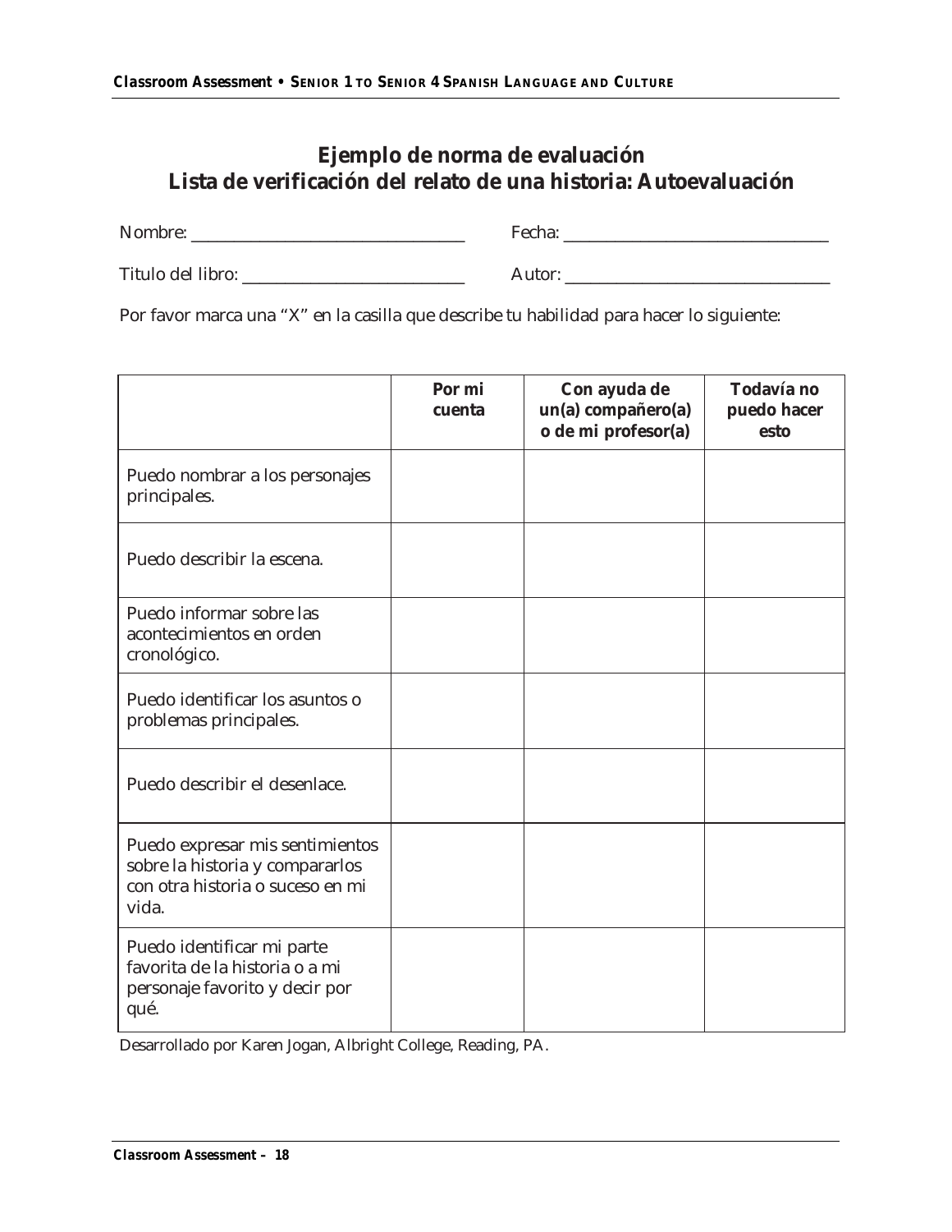## Ejemplo de norma de evaluación
## Lista de verificación del relato de una historia: Autoevaluación

Nombre: ______________________________ Fecha: ______________________________

Titulo del libro: ________________________ Autor: ______________________________

Por favor marca una "X" en la casilla que describe tu habilidad para hacer lo siguiente:

| | Por mi cuenta | Con ayuda de un(a) compañero(a) o de mi profesor(a) | Todavía no puedo hacer esto |
|---|---|---|---|
| Puedo nombrar a los personajes principales. | | | |
| Puedo describir la escena. | | | |
| Puedo informar sobre las acontecimientos en orden cronológico. | | | |
| Puedo identificar los asuntos o problemas principales. | | | |
| Puedo describir el desenlace. | | | |
| Puedo expresar mis sentimientos sobre la historia y compararlos con otra historia o suceso en mi vida. | | | |
| Puedo identificar mi parte favorita de la historia o a mi personaje favorito y decir por qué. | | | |

Desarrollado por Karen Jogan, Albright College, Reading, PA.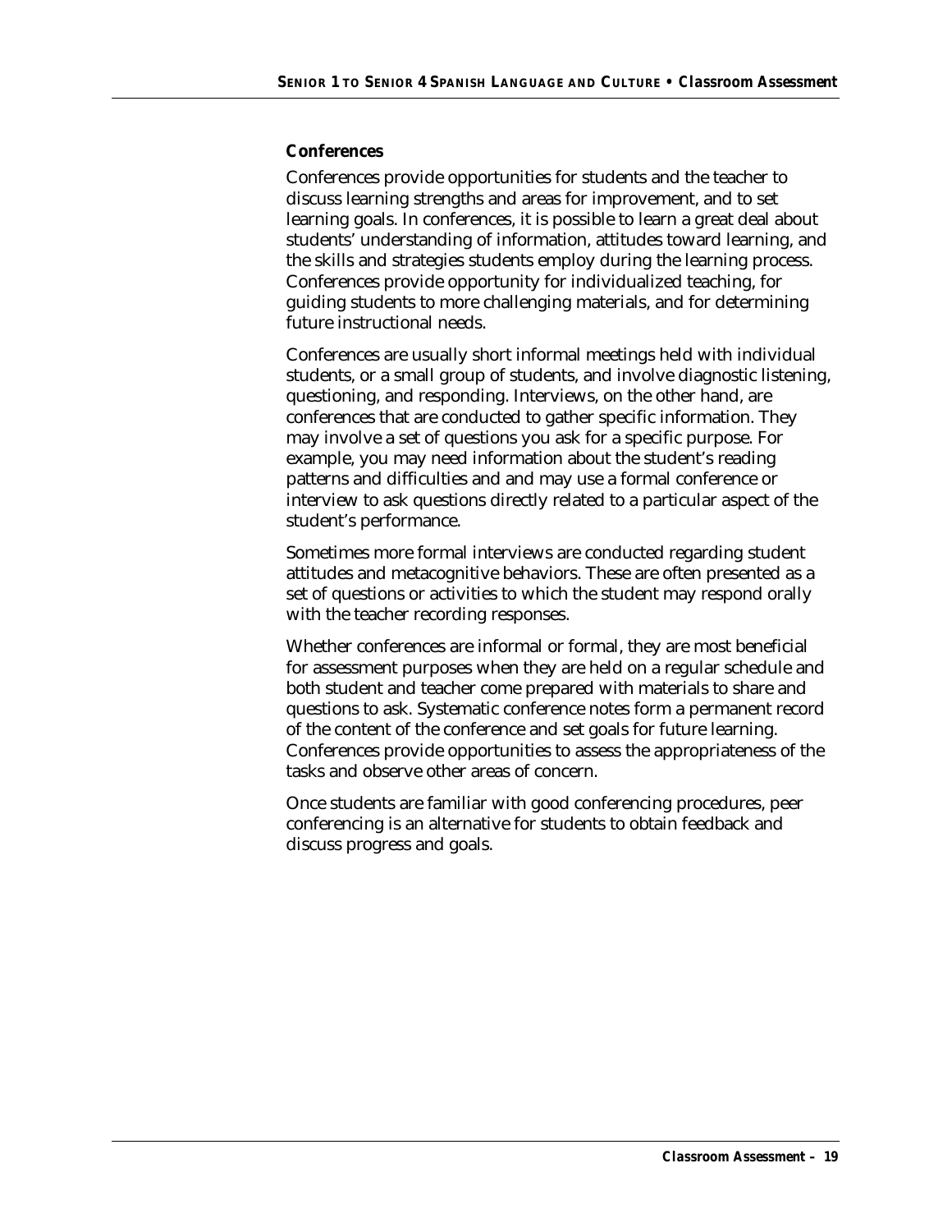### Conferences

Conferences provide opportunities for students and the teacher to discuss learning strengths and areas for improvement, and to set learning goals. In conferences, it is possible to learn a great deal about students' understanding of information, attitudes toward learning, and the skills and strategies students employ during the learning process. Conferences provide opportunity for individualized teaching, for guiding students to more challenging materials, and for determining future instructional needs.

Conferences are usually short informal meetings held with individual students, or a small group of students, and involve diagnostic listening, questioning, and responding. Interviews, on the other hand, are conferences that are conducted to gather specific information. They may involve a set of questions you ask for a specific purpose. For example, you may need information about the student's reading patterns and difficulties and and may use a formal conference or interview to ask questions directly related to a particular aspect of the student's performance.

Sometimes more formal interviews are conducted regarding student attitudes and metacognitive behaviors. These are often presented as a set of questions or activities to which the student may respond orally with the teacher recording responses.

Whether conferences are informal or formal, they are most beneficial for assessment purposes when they are held on a regular schedule and both student and teacher come prepared with materials to share and questions to ask. Systematic conference notes form a permanent record of the content of the conference and set goals for future learning. Conferences provide opportunities to assess the appropriateness of the tasks and observe other areas of concern.

Once students are familiar with good conferencing procedures, peer conferencing is an alternative for students to obtain feedback and discuss progress and goals.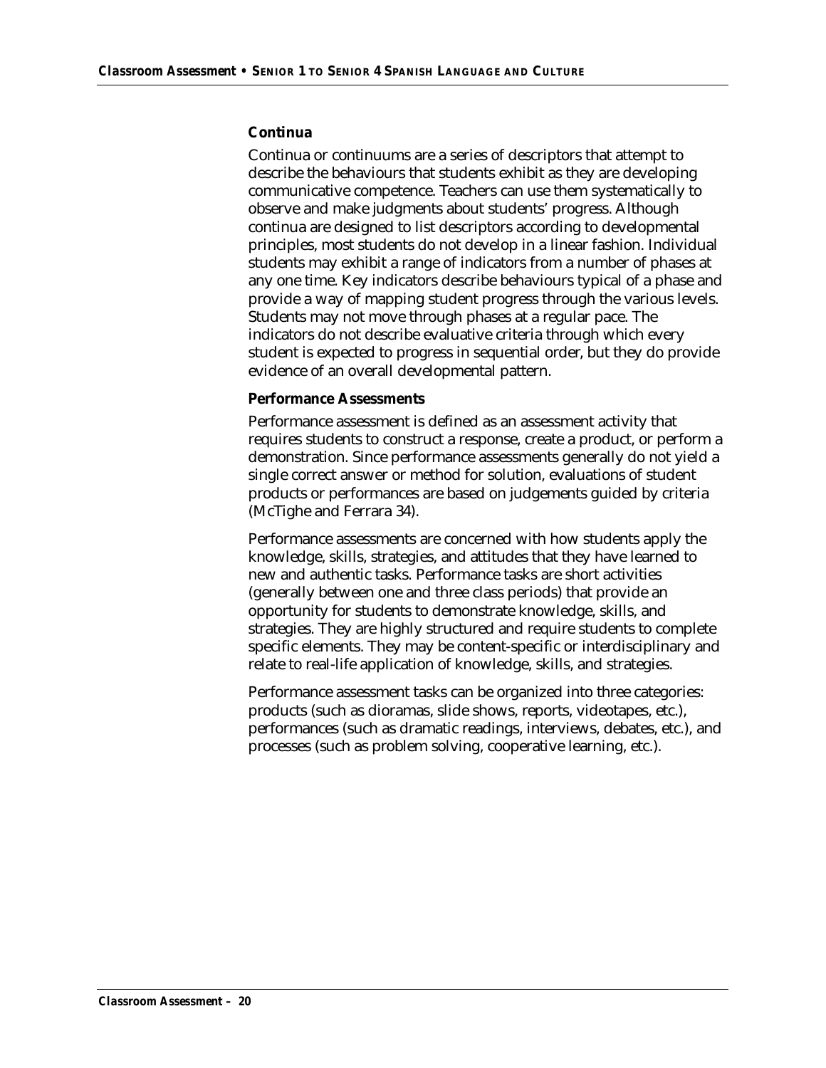### Continua

Continua or continuums are a series of descriptors that attempt to describe the behaviours that students exhibit as they are developing communicative competence. Teachers can use them systematically to observe and make judgments about students' progress. Although continua are designed to list descriptors according to developmental principles, most students do not develop in a linear fashion. Individual students may exhibit a range of indicators from a number of phases at any one time. Key indicators describe behaviours typical of a phase and provide a way of mapping student progress through the various levels. Students may not move through phases at a regular pace. The indicators do not describe evaluative criteria through which every student is expected to progress in sequential order, but they do provide evidence of an overall developmental pattern.

### Performance Assessments

Performance assessment is defined as an assessment activity that requires students to construct a response, create a product, or perform a demonstration. Since performance assessments generally do not yield a single correct answer or method for solution, evaluations of student products or performances are based on judgements guided by criteria (McTighe and Ferrara 34).

Performance assessments are concerned with how students apply the knowledge, skills, strategies, and attitudes that they have learned to new and authentic tasks. Performance tasks are short activities (generally between one and three class periods) that provide an opportunity for students to demonstrate knowledge, skills, and strategies. They are highly structured and require students to complete specific elements. They may be content-specific or interdisciplinary and relate to real-life application of knowledge, skills, and strategies.

Performance assessment tasks can be organized into three categories: products (such as dioramas, slide shows, reports, videotapes, etc.), performances (such as dramatic readings, interviews, debates, etc.), and processes (such as problem solving, cooperative learning, etc.).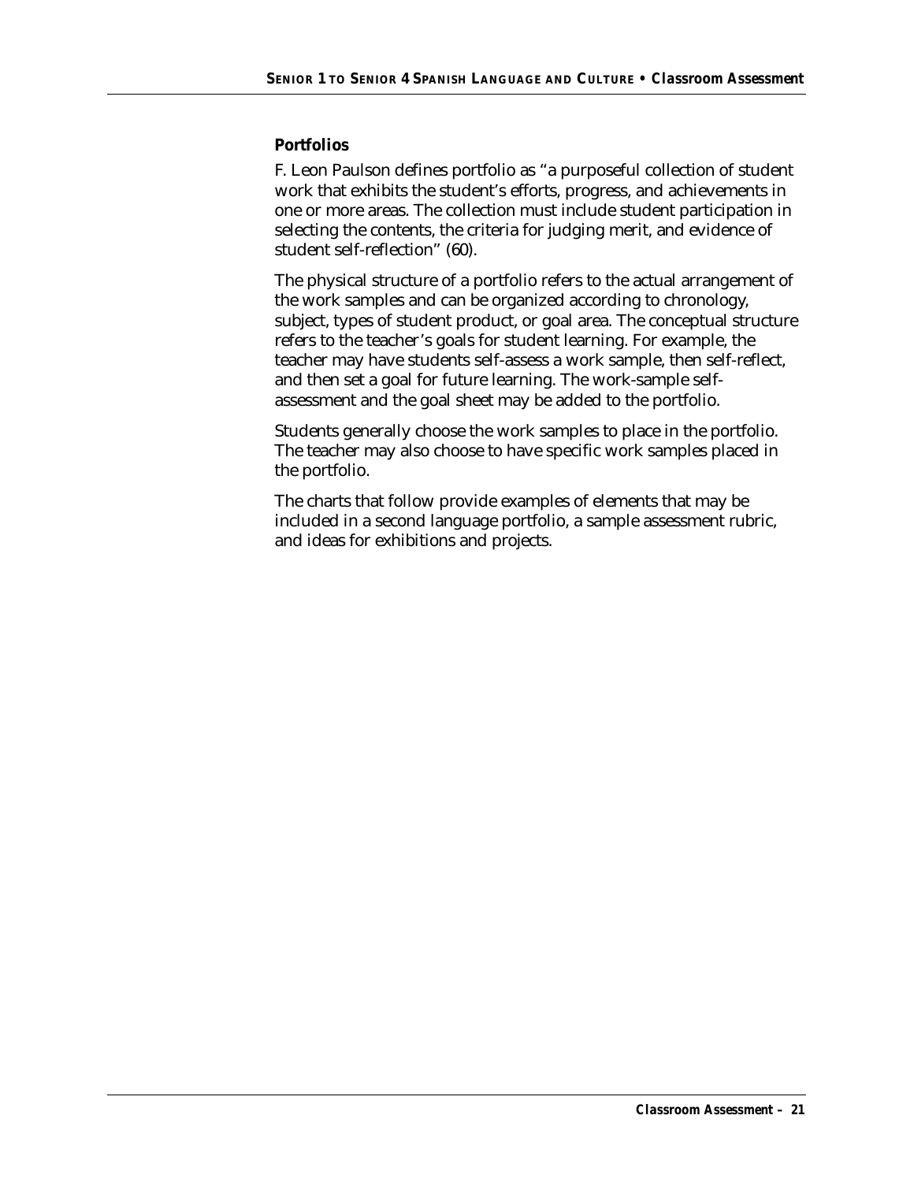**Portfolios**

F. Leon Paulson defines portfolio as "a purposeful collection of student work that exhibits the student's efforts, progress, and achievements in one or more areas. The collection must include student participation in selecting the contents, the criteria for judging merit, and evidence of student self-reflection" (60).

The physical structure of a portfolio refers to the actual arrangement of the work samples and can be organized according to chronology, subject, types of student product, or goal area. The conceptual structure refers to the teacher's goals for student learning. For example, the teacher may have students self-assess a work sample, then self-reflect, and then set a goal for future learning. The work-sample self-assessment and the goal sheet may be added to the portfolio.

Students generally choose the work samples to place in the portfolio. The teacher may also choose to have specific work samples placed in the portfolio.

The charts that follow provide examples of elements that may be included in a second language portfolio, a sample assessment rubric, and ideas for exhibitions and projects.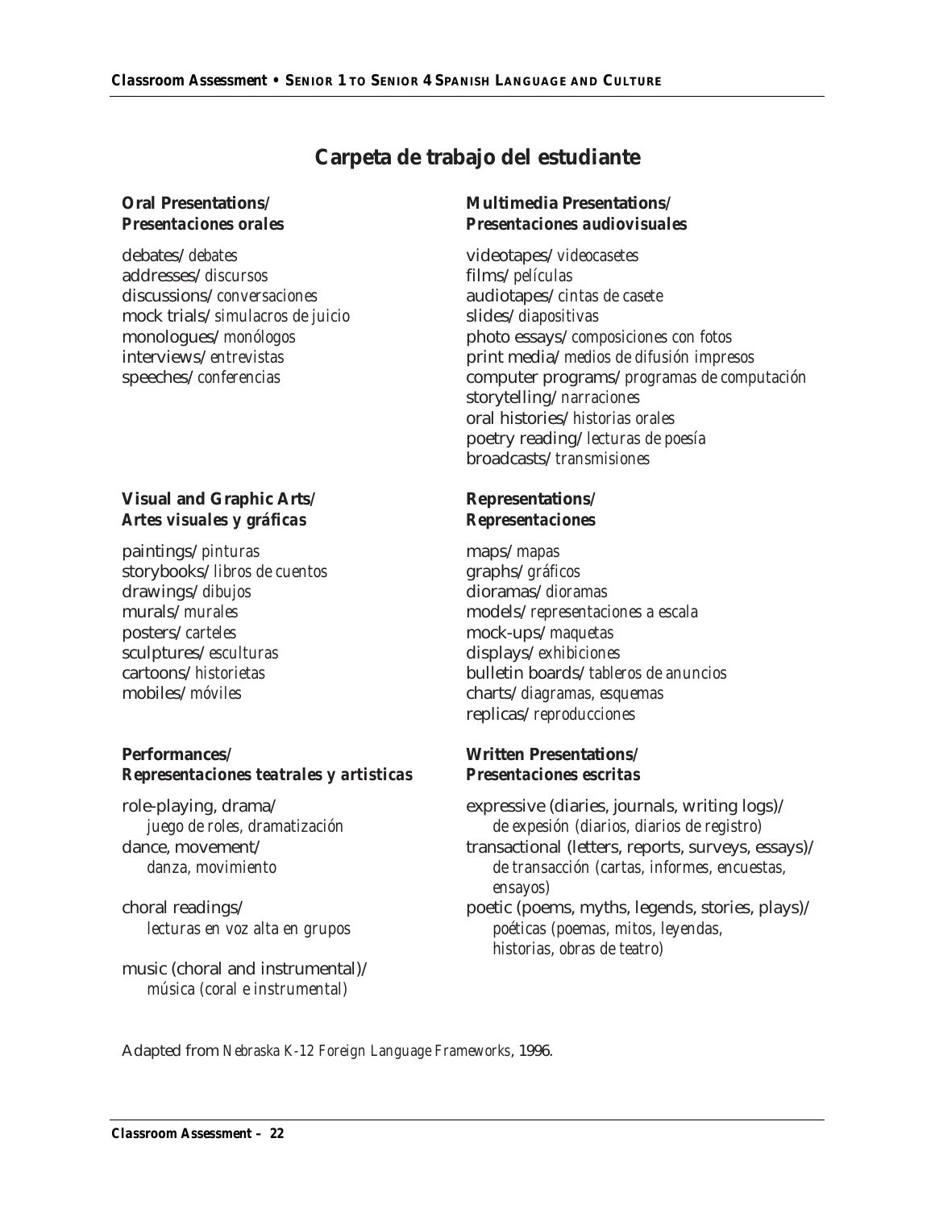# Carpeta de trabajo del estudiante

**Oral Presentations/**
***Presentaciones orales***

debates/ *debates*
addresses/ *discursos*
discussions/ *conversaciones*
mock trials/ *simulacros de juicio*
monologues/ *monólogos*
interviews/ *entrevistas*
speeches/ *conferencias*

**Visual and Graphic Arts/**
***Artes visuales y gráficas***

paintings/ *pinturas*
storybooks/ *libros de cuentos*
drawings/ *dibujos*
murals/ *murales*
posters/ *carteles*
sculptures/ *esculturas*
cartoons/ *historietas*
mobiles/ *móviles*

**Performances/**
***Representaciones teatrales y artisticas***

role-playing, drama/
*juego de roles, dramatización*
dance, movement/
*danza, movimiento*

choral readings/
*lecturas en voz alta en grupos*

music (choral and instrumental)/
*música (coral e instrumental)*

**Multimedia Presentations/**
***Presentaciones audiovisuales***

videotapes/ *videocasetes*
films/ *películas*
audiotapes/ *cintas de casete*
slides/ *diapositivas*
photo essays/ *composiciones con fotos*
print media/ *medios de difusión impresos*
computer programs/ *programas de computación*
storytelling/ *narraciones*
oral histories/ *historias orales*
poetry reading/ *lecturas de poesía*
broadcasts/ *transmisiones*

**Representations/**
***Representaciones***

maps/ *mapas*
graphs/ *gráficos*
dioramas/ *dioramas*
models/ *representaciones a escala*
mock-ups/ *maquetas*
displays/ *exhibiciones*
bulletin boards/ *tableros de anuncios*
charts/ *diagramas, esquemas*
replicas/ *reproducciones*

**Written Presentations/**
***Presentaciones escritas***

expressive (diaries, journals, writing logs)/
*de expesión (diarios, diarios de registro)*
transactional (letters, reports, surveys, essays)/
*de transacción (cartas, informes, encuestas, ensayos)*
poetic (poems, myths, legends, stories, plays)/
*poéticas (poemas, mitos, leyendas, historias, obras de teatro)*

Adapted from *Nebraska K-12 Foreign Language Frameworks*, 1996.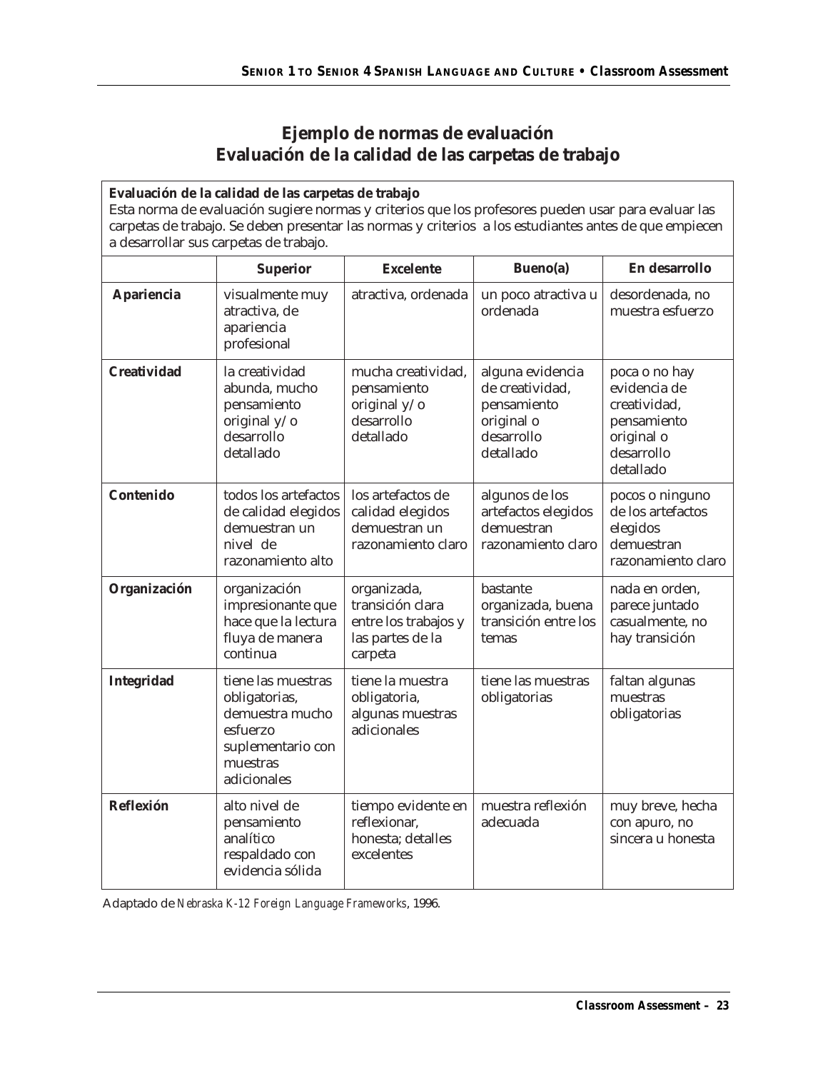## Ejemplo de normas de evaluación
## Evaluación de la calidad de las carpetas de trabajo

**Evaluación de la calidad de las carpetas de trabajo**

Esta norma de evaluación sugiere normas y criterios que los profesores pueden usar para evaluar las carpetas de trabajo. Se deben presentar las normas y criterios a los estudiantes antes de que empiecen a desarrollar sus carpetas de trabajo.

| | **Superior** | **Excelente** | **Bueno(a)** | **En desarrollo** |
|---|---|---|---|---|
| **Apariencia** | visualmente muy atractiva, de apariencia profesional | atractiva, ordenada | un poco atractiva u ordenada | desordenada, no muestra esfuerzo |
| **Creatividad** | la creatividad abunda, mucho pensamiento original y/o desarrollo detallado | mucha creatividad, pensamiento original y/o desarrollo detallado | alguna evidencia de creatividad, pensamiento original o desarrollo detallado | poca o no hay evidencia de creatividad, pensamiento original o desarrollo detallado |
| **Contenido** | todos los artefactos de calidad elegidos demuestran un nivel de razonamiento alto | los artefactos de calidad elegidos demuestran un razonamiento claro | algunos de los artefactos elegidos demuestran razonamiento claro | pocos o ninguno de los artefactos elegidos demuestran razonamiento claro |
| **Organización** | organización impresionante que hace que la lectura fluya de manera continua | organizada, transición clara entre los trabajos y las partes de la carpeta | bastante organizada, buena transición entre los temas | nada en orden, parece juntado casualmente, no hay transición |
| **Integridad** | tiene las muestras obligatorias, demuestra mucho esfuerzo suplementario con muestras adicionales | tiene la muestra obligatoria, algunas muestras adicionales | tiene las muestras obligatorias | faltan algunas muestras obligatorias |
| **Reflexión** | alto nivel de pensamiento analítico respaldado con evidencia sólida | tiempo evidente en reflexionar, honesta; detalles excelentes | muestra reflexión adecuada | muy breve, hecha con apuro, no sincera u honesta |

Adaptado de *Nebraska K-12 Foreign Language Frameworks*, 1996.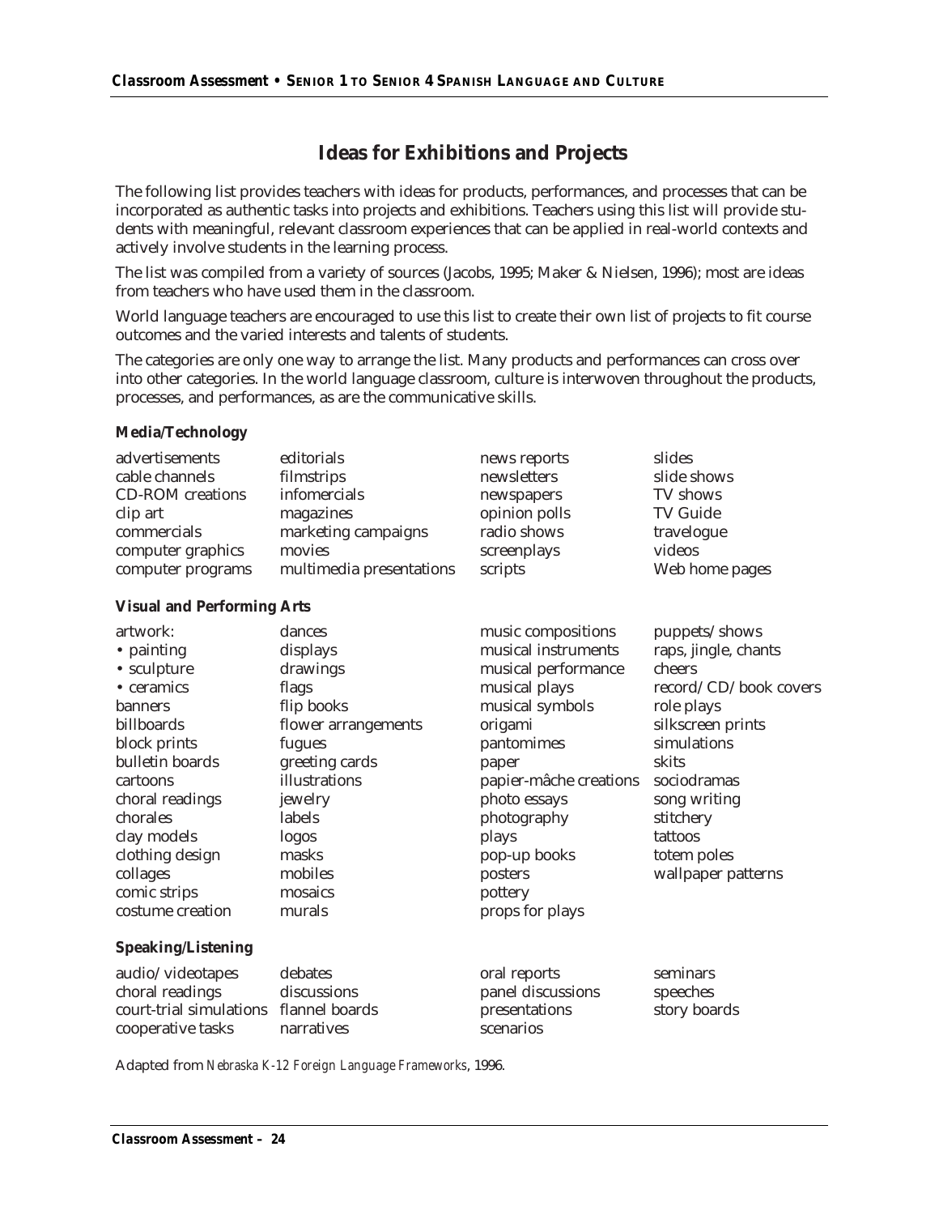## Ideas for Exhibitions and Projects

The following list provides teachers with ideas for products, performances, and processes that can be incorporated as authentic tasks into projects and exhibitions. Teachers using this list will provide students with meaningful, relevant classroom experiences that can be applied in real-world contexts and actively involve students in the learning process.

The list was compiled from a variety of sources (Jacobs, 1995; Maker & Nielsen, 1996); most are ideas from teachers who have used them in the classroom.

World language teachers are encouraged to use this list to create their own list of projects to fit course outcomes and the varied interests and talents of students.

The categories are only one way to arrange the list. Many products and performances can cross over into other categories. In the world language classroom, culture is interwoven throughout the products, processes, and performances, as are the communicative skills.

**Media/Technology**

- advertisements
- cable channels
- CD-ROM creations
- clip art
- commercials
- computer graphics
- computer programs
- editorials
- filmstrips
- infomercials
- magazines
- marketing campaigns
- movies
- multimedia presentations
- news reports
- newsletters
- newspapers
- opinion polls
- radio shows
- screenplays
- scripts
- slides
- slide shows
- TV shows
- TV Guide
- travelogue
- videos
- Web home pages

**Visual and Performing Arts**

- artwork:
  - painting
  - sculpture
  - ceramics
- banners
- billboards
- block prints
- bulletin boards
- cartoons
- choral readings
- chorales
- clay models
- clothing design
- collages
- comic strips
- costume creation
- dances
- displays
- drawings
- flags
- flip books
- flower arrangements
- fugues
- greeting cards
- illustrations
- jewelry
- labels
- logos
- masks
- mobiles
- mosaics
- murals
- music compositions
- musical instruments
- musical performance
- musical plays
- musical symbols
- origami
- pantomimes
- paper
- papier-mâche creations
- photo essays
- photography
- plays
- pop-up books
- posters
- pottery
- props for plays
- puppets/shows
- raps, jingle, chants
- cheers
- record/CD/book covers
- role plays
- silkscreen prints
- simulations
- skits
- sociodramas
- song writing
- stitchery
- tattoos
- totem poles
- wallpaper patterns

**Speaking/Listening**

- audio/videotapes
- choral readings
- court-trial simulations
- cooperative tasks
- debates
- discussions
- flannel boards
- narratives
- oral reports
- panel discussions
- presentations
- scenarios
- seminars
- speeches
- story boards

Adapted from *Nebraska K-12 Foreign Language Frameworks*, 1996.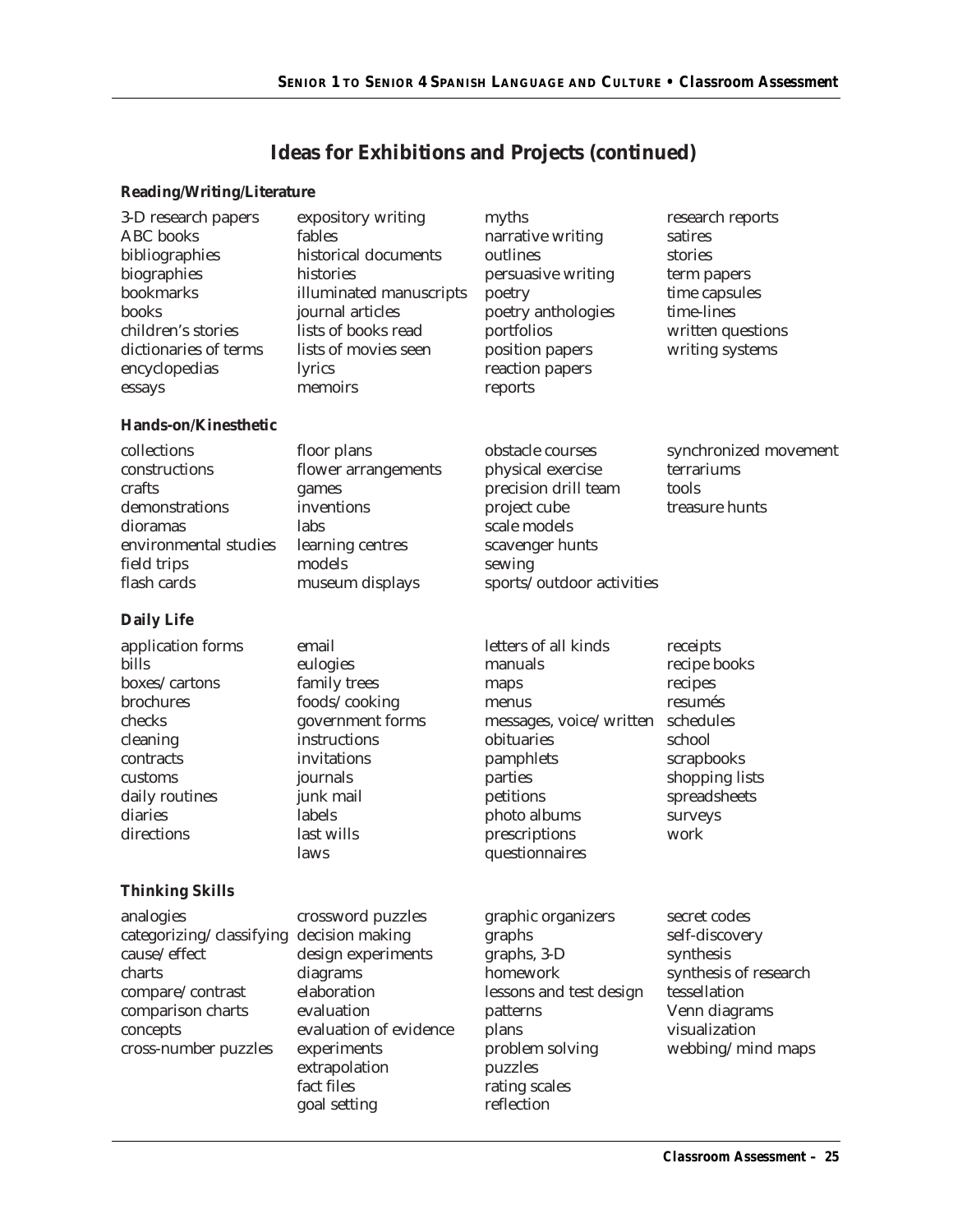# Ideas for Exhibitions and Projects (continued)

**Reading/Writing/Literature**

3-D research papers
ABC books
bibliographies
biographies
bookmarks
books
children's stories
dictionaries of terms
encyclopedias
essays
expository writing
fables
historical documents
histories
illuminated manuscripts
journal articles
lists of books read
lists of movies seen
lyrics
memoirs
myths
narrative writing
outlines
persuasive writing
poetry
poetry anthologies
portfolios
position papers
reaction papers
reports
research reports
satires
stories
term papers
time capsules
time-lines
written questions
writing systems

**Hands-on/Kinesthetic**

collections
constructions
crafts
demonstrations
dioramas
environmental studies
field trips
flash cards
floor plans
flower arrangements
games
inventions
labs
learning centres
models
museum displays
obstacle courses
physical exercise
precision drill team
project cube
scale models
scavenger hunts
sewing
sports/outdoor activities
synchronized movement
terrariums
tools
treasure hunts

**Daily Life**

application forms
bills
boxes/cartons
brochures
checks
cleaning
contracts
customs
daily routines
diaries
directions
email
eulogies
family trees
foods/cooking
government forms
instructions
invitations
journals
junk mail
labels
last wills
laws
letters of all kinds
manuals
maps
menus
messages, voice/written
obituaries
pamphlets
parties
petitions
photo albums
prescriptions
questionnaires
receipts
recipe books
recipes
resumés
schedules
school
scrapbooks
shopping lists
spreadsheets
surveys
work

**Thinking Skills**

analogies
categorizing/classifying
cause/effect
charts
compare/contrast
comparison charts
concepts
cross-number puzzles
crossword puzzles
decision making
design experiments
diagrams
elaboration
evaluation
evaluation of evidence
experiments
extrapolation
fact files
goal setting
graphic organizers
graphs
graphs, 3-D
homework
lessons and test design
patterns
plans
problem solving
puzzles
rating scales
reflection
secret codes
self-discovery
synthesis
synthesis of research
tessellation
Venn diagrams
visualization
webbing/mind maps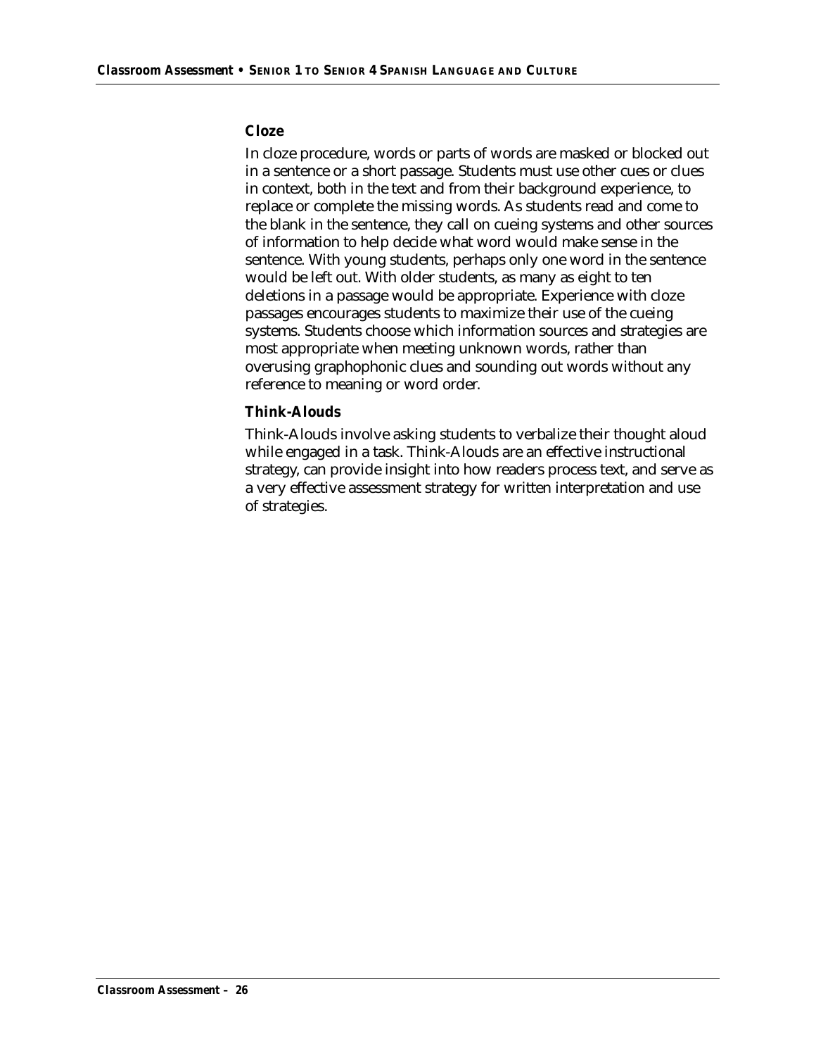### Cloze

In cloze procedure, words or parts of words are masked or blocked out in a sentence or a short passage. Students must use other cues or clues in context, both in the text and from their background experience, to replace or complete the missing words. As students read and come to the blank in the sentence, they call on cueing systems and other sources of information to help decide what word would make sense in the sentence. With young students, perhaps only one word in the sentence would be left out. With older students, as many as eight to ten deletions in a passage would be appropriate. Experience with cloze passages encourages students to maximize their use of the cueing systems. Students choose which information sources and strategies are most appropriate when meeting unknown words, rather than overusing graphophonic clues and sounding out words without any reference to meaning or word order.

### Think-Alouds

Think-Alouds involve asking students to verbalize their thought aloud while engaged in a task. Think-Alouds are an effective instructional strategy, can provide insight into how readers process text, and serve as a very effective assessment strategy for written interpretation and use of strategies.